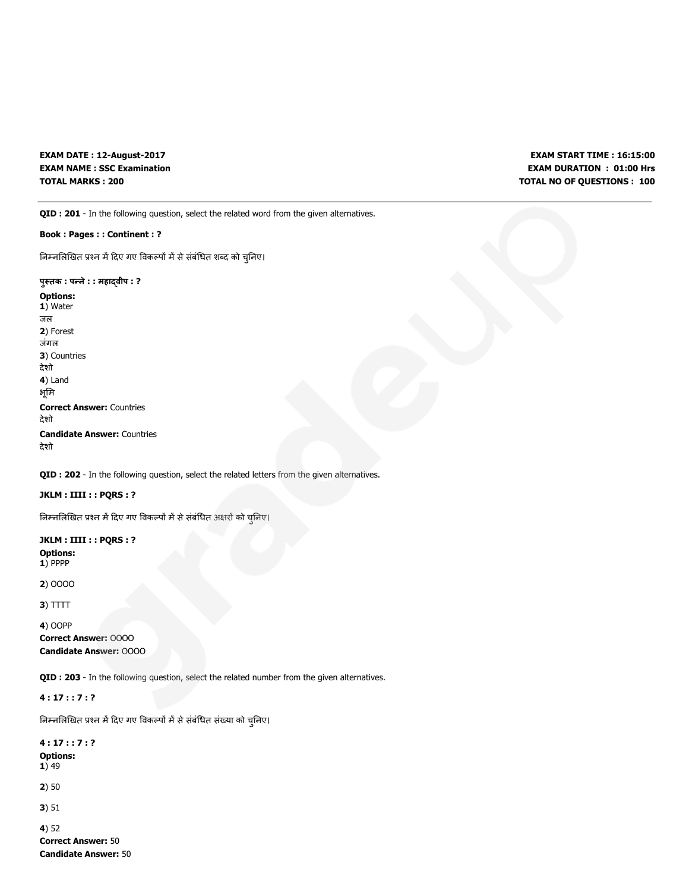**EXAM DATE : 12-August-2017**
**EXAM NAME : SSC Examination**
**TOTAL MARKS : 200**

**EXAM START TIME : 16:15:00**
**EXAM DURATION : 01:00 Hrs**
**TOTAL NO OF QUESTIONS : 100**

---

**QID : 201** - In the following question, select the related word from the given alternatives.

**Book : Pages : : Continent : ?**

निम्नलिखित प्रश्न में दिए गए विकल्पों में से संबंधित शब्द को चुनिए।

**पुस्तक : पन्ने : : महाद्वीप : ?**

**Options:**
**1**) Water
जल
**2**) Forest
जंगल
**3**) Countries
देशो
**4**) Land
भूमि

**Correct Answer:** Countries
देशो
**Candidate Answer:** Countries
देशो

**QID : 202** - In the following question, select the related letters from the given alternatives.

**JKLM : IIII : : PQRS : ?**

निम्नलिखित प्रश्न में दिए गए विकल्पों में से संबंधित अक्षरों को चुनिए।

**JKLM : IIII : : PQRS : ?**

**Options:**
**1**) PPPP

**2**) OOOO

**3**) TTTT

**4**) OOPP

**Correct Answer:** OOOO
**Candidate Answer:** OOOO

**QID : 203** - In the following question, select the related number from the given alternatives.

**4 : 17 : : 7 : ?**

निम्नलिखित प्रश्न में दिए गए विकल्पों में से संबंधित संख्या को चुनिए।

**4 : 17 : : 7 : ?**

**Options:**
**1**) 49

**2**) 50

**3**) 51

**4**) 52

**Correct Answer:** 50
**Candidate Answer:** 50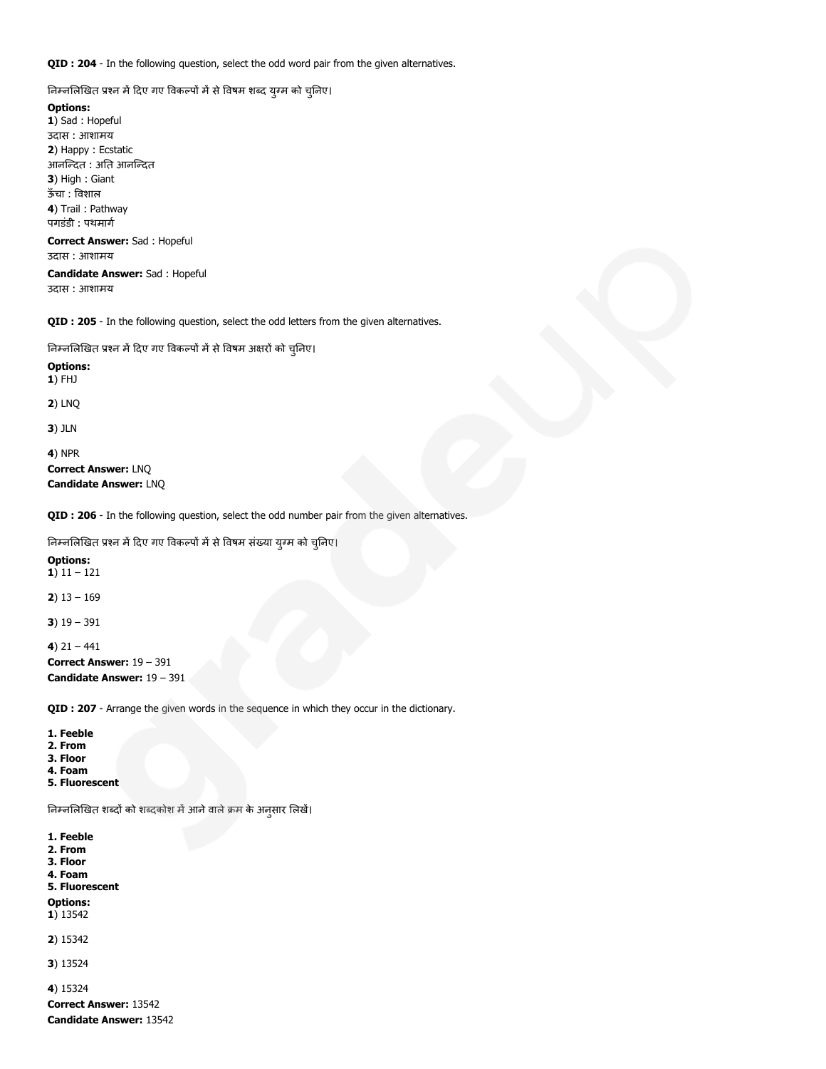**QID : 204** - In the following question, select the odd word pair from the given alternatives.

निम्नलिखित प्रश्न में दिए गए विकल्पों में से विषम शब्द युग्म को चुनिए।

**Options:**
**1**) Sad : Hopeful
उदास : आशामय
**2**) Happy : Ecstatic
आनन्दित : अति आनन्दित
**3**) High : Giant
ऊँचा : विशाल
**4**) Trail : Pathway
पगडंडी : पथमार्ग

**Correct Answer:** Sad : Hopeful
उदास : आशामय

**Candidate Answer:** Sad : Hopeful
उदास : आशामय

**QID : 205** - In the following question, select the odd letters from the given alternatives.

निम्नलिखित प्रश्न में दिए गए विकल्पों में से विषम अक्षरों को चुनिए।

**Options:**
**1**) FHJ

**2**) LNQ

**3**) JLN

**4**) NPR

**Correct Answer:** LNQ
**Candidate Answer:** LNQ

**QID : 206** - In the following question, select the odd number pair from the given alternatives.

निम्नलिखित प्रश्न में दिए गए विकल्पों में से विषम संख्या युग्म को चुनिए।

**Options:**
**1**) 11 – 121

**2**) 13 – 169

**3**) 19 – 391

**4**) 21 – 441

**Correct Answer:** 19 – 391
**Candidate Answer:** 19 – 391

**QID : 207** - Arrange the given words in the sequence in which they occur in the dictionary.

**1. Feeble**
**2. From**
**3. Floor**
**4. Foam**
**5. Fluorescent**

निम्नलिखित शब्दों को शब्दकोश में आने वाले क्रम के अनुसार लिखें।

**1. Feeble**
**2. From**
**3. Floor**
**4. Foam**
**5. Fluorescent**

**Options:**
**1**) 13542

**2**) 15342

**3**) 13524

**4**) 15324

**Correct Answer:** 13542
**Candidate Answer:** 13542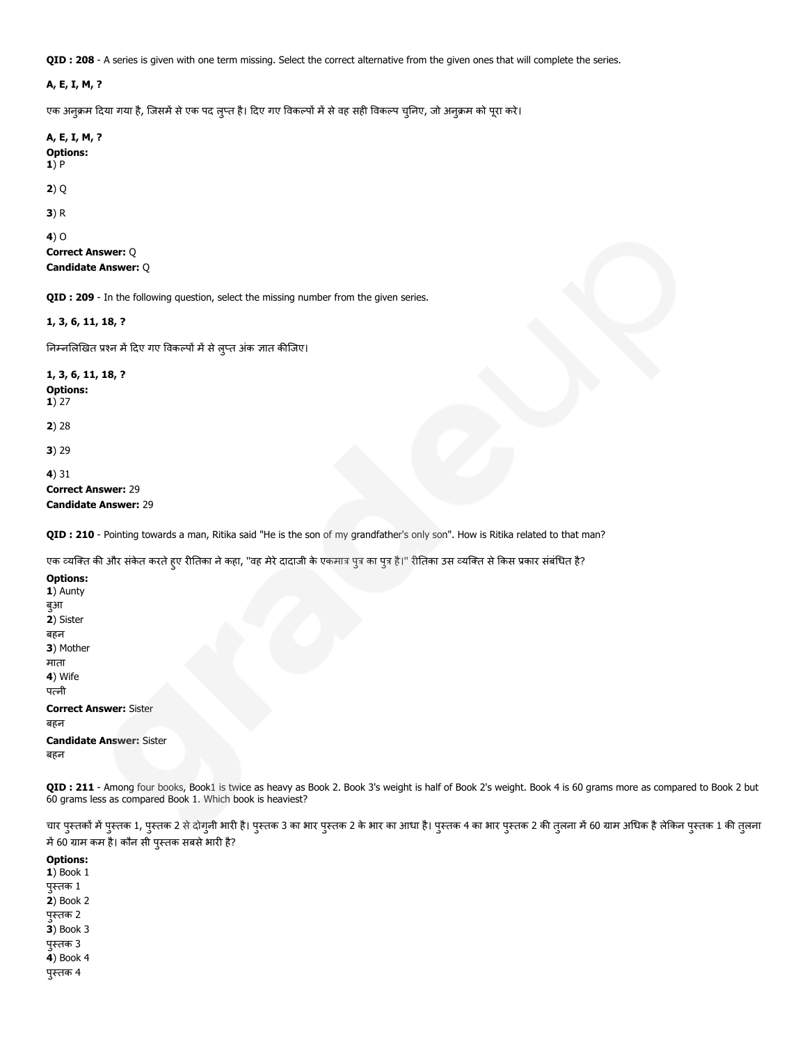**QID : 208** - A series is given with one term missing. Select the correct alternative from the given ones that will complete the series.

**A, E, I, M, ?**

एक अनुक्रम दिया गया है, जिसमें से एक पद लुप्त है। दिए गए विकल्पों में से वह सही विकल्प चुनिए, जो अनुक्रम को पूरा करे।

**A, E, I, M, ?**

**Options:**

**1**) P

**2**) Q

**3**) R

**4**) O

**Correct Answer:** Q

**Candidate Answer:** Q

**QID : 209** - In the following question, select the missing number from the given series.

**1, 3, 6, 11, 18, ?**

निम्नलिखित प्रश्न में दिए गए विकल्पों में से लुप्त अंक ज्ञात कीजिए।

**1, 3, 6, 11, 18, ?**

**Options:**

**1**) 27

**2**) 28

**3**) 29

**4**) 31

**Correct Answer:** 29

**Candidate Answer:** 29

**QID : 210** - Pointing towards a man, Ritika said "He is the son of my grandfather's only son". How is Ritika related to that man?

एक व्यक्ति की ओर संकेत करते हुए रीतिका ने कहा, "वह मेरे दादाजी के एकमात्र पुत्र का पुत्र है।" रीतिका उस व्यक्ति से किस प्रकार संबंधित है?

**Options:**

**1**) Aunty
बुआ

**2**) Sister
बहन

**3**) Mother
माता

**4**) Wife
पत्नी

**Correct Answer:** Sister
बहन

**Candidate Answer:** Sister
बहन

**QID : 211** - Among four books, Book1 is twice as heavy as Book 2. Book 3's weight is half of Book 2's weight. Book 4 is 60 grams more as compared to Book 2 but 60 grams less as compared Book 1. Which book is heaviest?

चार पुस्तकों में पुस्तक 1, पुस्तक 2 से दोगुनी भारी है। पुस्तक 3 का भार पुस्तक 2 के भार का आधा है। पुस्तक 4 का भार पुस्तक 2 की तुलना में 60 ग्राम अधिक है लेकिन पुस्तक 1 की तुलना में 60 ग्राम कम है। कौन सी पुस्तक सबसे भारी है?

**Options:**

**1**) Book 1
पुस्तक 1

**2**) Book 2
पुस्तक 2

**3**) Book 3
पुस्तक 3

**4**) Book 4
पुस्तक 4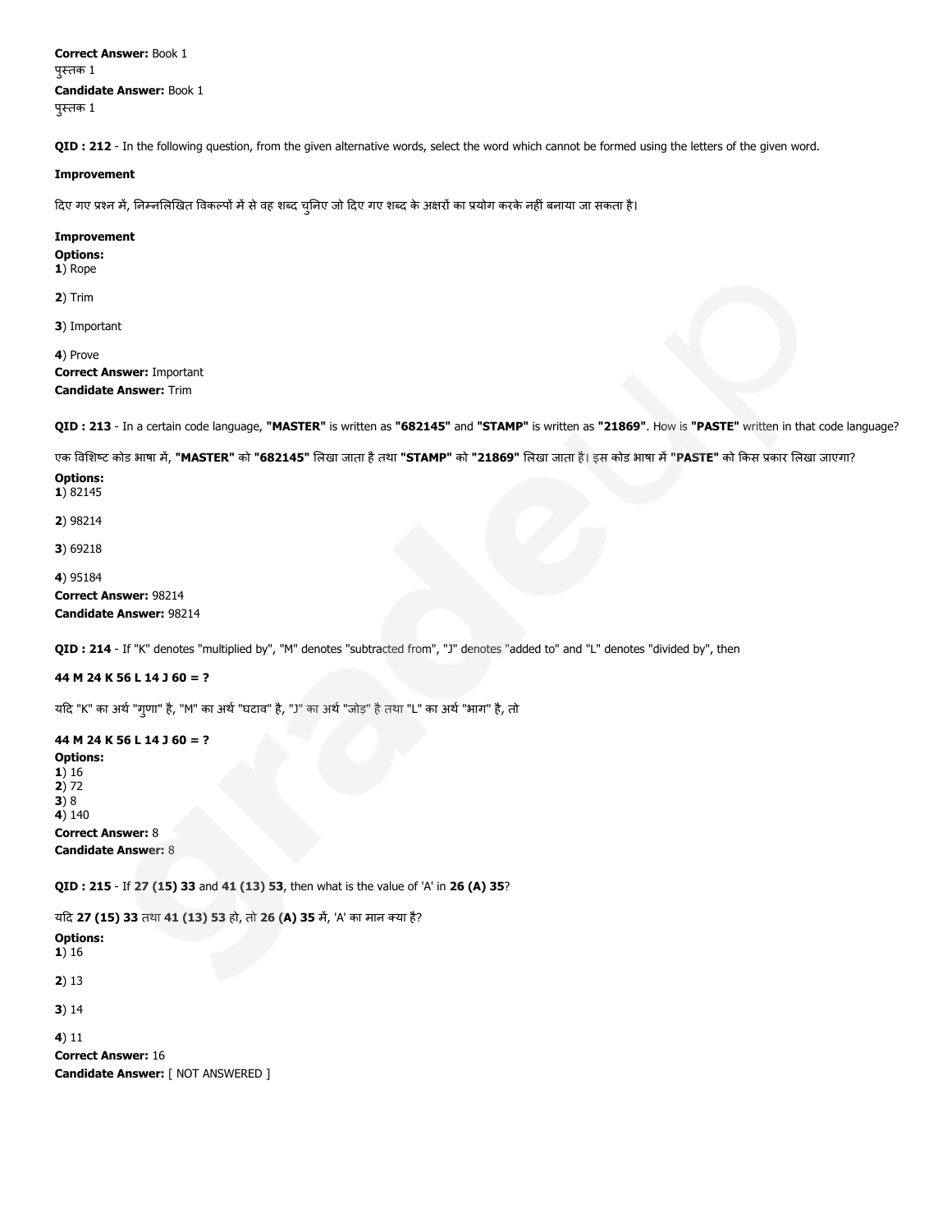**Correct Answer:** Book 1
पुस्तक 1
**Candidate Answer:** Book 1
पुस्तक 1

**QID : 212** - In the following question, from the given alternative words, select the word which cannot be formed using the letters of the given word.

**Improvement**

दिए गए प्रश्न में, निम्नलिखित विकल्पों में से वह शब्द चुनिए जो दिए गए शब्द के अक्षरों का प्रयोग करके नहीं बनाया जा सकता है।

**Improvement**
**Options:**
**1**) Rope

**2**) Trim

**3**) Important

**4**) Prove
**Correct Answer:** Important
**Candidate Answer:** Trim

**QID : 213** - In a certain code language, **"MASTER"** is written as **"682145"** and **"STAMP"** is written as **"21869"**. How is **"PASTE"** written in that code language?

एक विशिष्ट कोड भाषा में, **"MASTER"** को **"682145"** लिखा जाता है तथा **"STAMP"** को **"21869"** लिखा जाता है। इस कोड भाषा में **"PASTE"** को किस प्रकार लिखा जाएगा?

**Options:**
**1**) 82145

**2**) 98214

**3**) 69218

**4**) 95184
**Correct Answer:** 98214
**Candidate Answer:** 98214

**QID : 214** - If "K" denotes "multiplied by", "M" denotes "subtracted from", "J" denotes "added to" and "L" denotes "divided by", then

**44 M 24 K 56 L 14 J 60 = ?**

यदि "K" का अर्थ "गुणा" है, "M" का अर्थ "घटाव" है, "J" का अर्थ "जोड़" है तथा "L" का अर्थ "भाग" है, तो

**44 M 24 K 56 L 14 J 60 = ?**
**Options:**
**1**) 16
**2**) 72
**3**) 8
**4**) 140
**Correct Answer:** 8
**Candidate Answer:** 8

**QID : 215** - If **27 (15) 33** and **41 (13) 53**, then what is the value of 'A' in **26 (A) 35**?

यदि **27 (15) 33** तथा **41 (13) 53** हो, तो **26 (A) 35** में, 'A' का मान क्या है?

**Options:**
**1**) 16

**2**) 13

**3**) 14

**4**) 11
**Correct Answer:** 16
**Candidate Answer:** [ NOT ANSWERED ]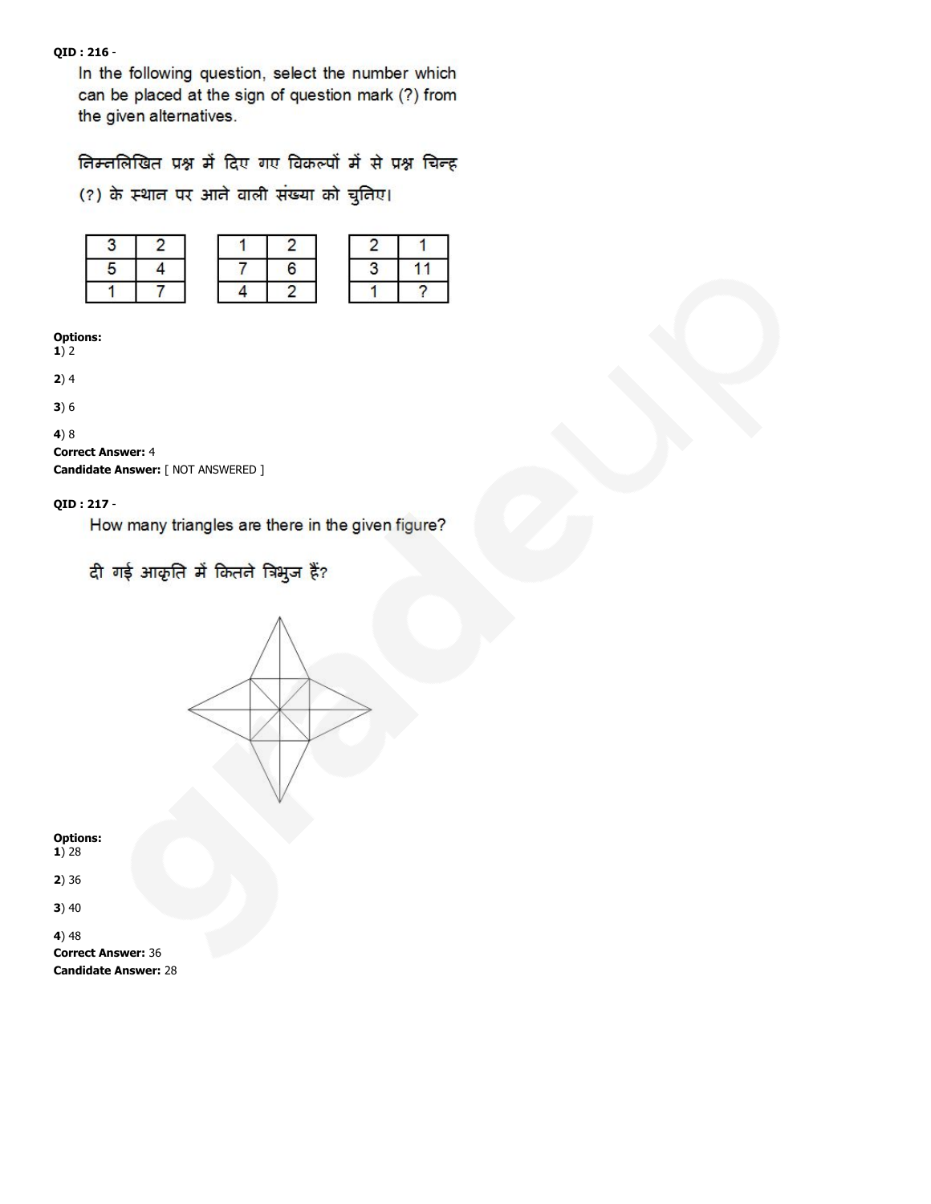**QID : 216** -

In the following question, select the number which can be placed at the sign of question mark (?) from the given alternatives.

निम्नलिखित प्रश्न में दिए गए विकल्पों में से प्रश्न चिन्ह (?) के स्थान पर आने वाली संख्या को चुनिए।

| 3 | 2 |
|---|---|
| 5 | 4 |
| 1 | 7 |

| 1 | 2 |
|---|---|
| 7 | 6 |
| 4 | 2 |

| 2 | 1 |
|---|---|
| 3 | 11 |
| 1 | ? |

**Options:**

**1**) 2

**2**) 4

**3**) 6

**4**) 8

**Correct Answer:** 4

**Candidate Answer:** [ NOT ANSWERED ]

**QID : 217** -

How many triangles are there in the given figure?

दी गई आकृति में कितने त्रिभुज हैं?

**Options:**

**1**) 28

**2**) 36

**3**) 40

**4**) 48

**Correct Answer:** 36

**Candidate Answer:** 28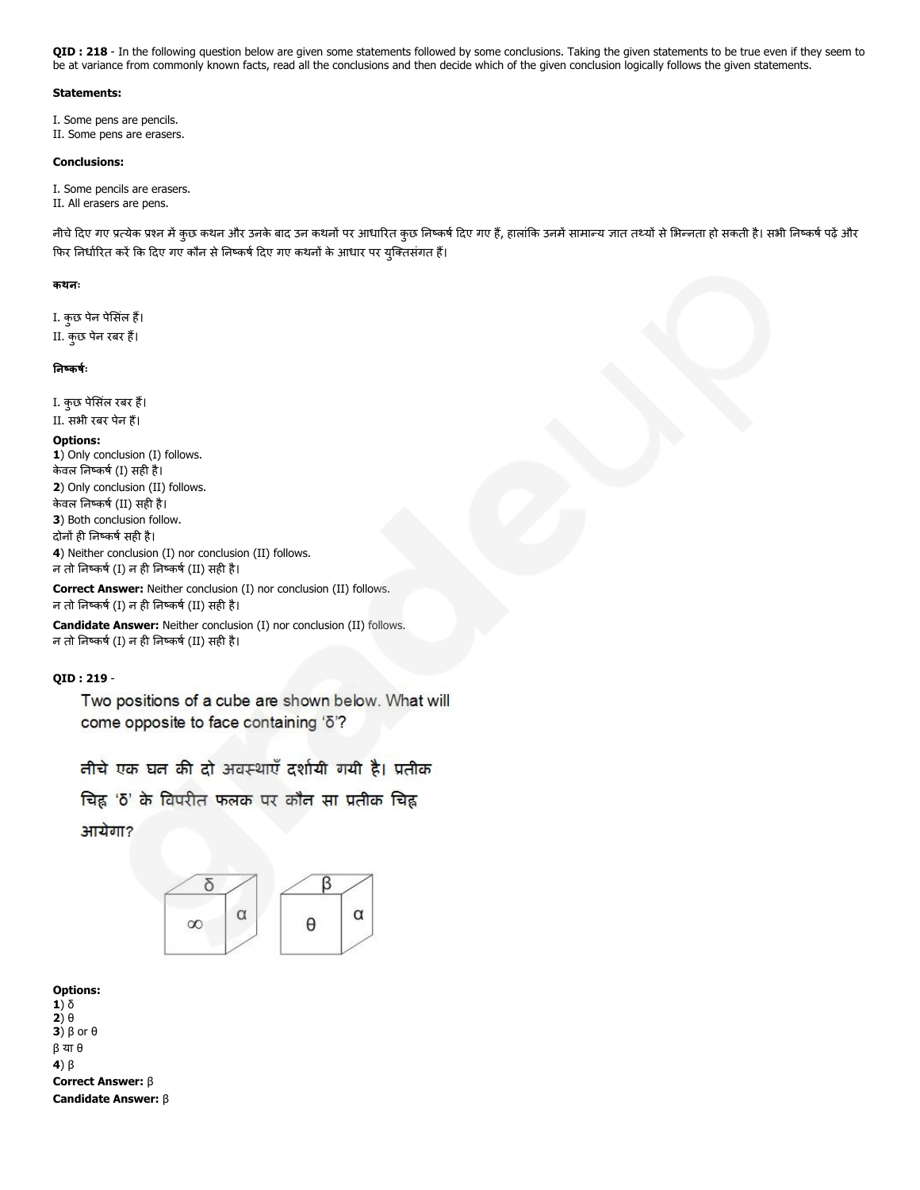**QID : 218** - In the following question below are given some statements followed by some conclusions. Taking the given statements to be true even if they seem to be at variance from commonly known facts, read all the conclusions and then decide which of the given conclusion logically follows the given statements.

**Statements:**

I. Some pens are pencils.
II. Some pens are erasers.

**Conclusions:**

I. Some pencils are erasers.
II. All erasers are pens.

नीचे दिए गए प्रत्येक प्रश्न में कुछ कथन और उनके बाद उन कथनों पर आधारित कुछ निष्कर्ष दिए गए हैं, हालांकि उनमें सामान्य ज्ञात तथ्यों से भिन्नता हो सकती है। सभी निष्कर्ष पढ़ें और फिर निर्धारित करें कि दिए गए कौन से निष्कर्ष दिए गए कथनों के आधार पर युक्तिसंगत हैं।

**कथनः**

I. कुछ पेन पेंसिल हैं।
II. कुछ पेन रबर हैं।

**निष्कर्षः**

I. कुछ पेंसिल रबर हैं।
II. सभी रबर पेन हैं।

**Options:**
**1**) Only conclusion (I) follows.
केवल निष्कर्ष (I) सही है।
**2**) Only conclusion (II) follows.
केवल निष्कर्ष (II) सही है।
**3**) Both conclusion follow.
दोनों ही निष्कर्ष सही है।
**4**) Neither conclusion (I) nor conclusion (II) follows.
न तो निष्कर्ष (I) न ही निष्कर्ष (II) सही है।

**Correct Answer:** Neither conclusion (I) nor conclusion (II) follows.
न तो निष्कर्ष (I) न ही निष्कर्ष (II) सही है।

**Candidate Answer:** Neither conclusion (I) nor conclusion (II) follows.
न तो निष्कर्ष (I) न ही निष्कर्ष (II) सही है।

**QID : 219** -

Two positions of a cube are shown below. What will come opposite to face containing 'δ'?

नीचे एक घन की दो अवस्थाएँ दर्शायी गयी है। प्रतीक चिह्न 'δ' के विपरीत फलक पर कौन सा प्रतीक चिह्न आयेगा?

**Options:**
**1**) δ
**2**) θ
**3**) β or θ
β या θ
**4**) β

**Correct Answer:** β
**Candidate Answer:** β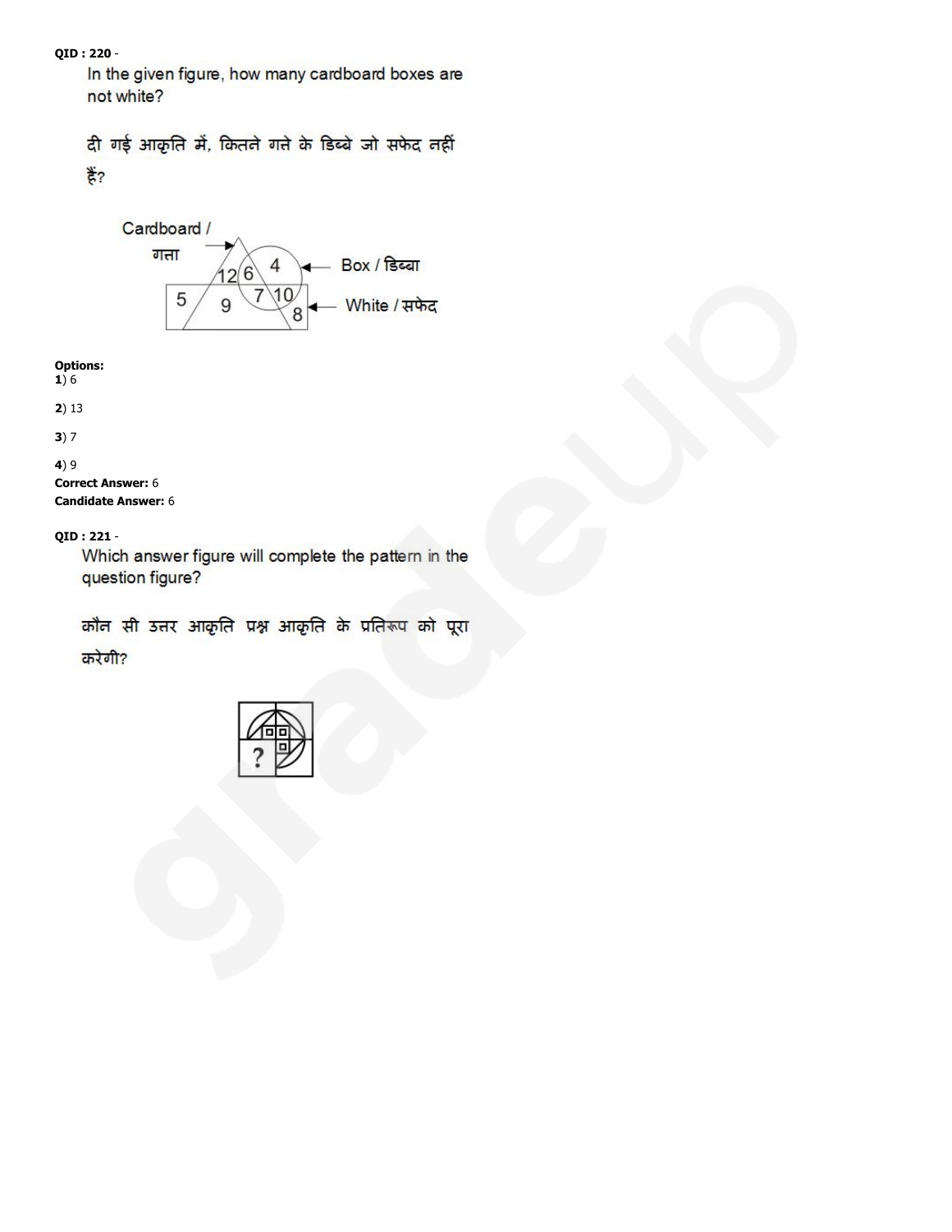**QID : 220** -

In the given figure, how many cardboard boxes are not white?

दी गई आकृति में, कितने गत्ते के डिब्बे जो सफेद नहीं हैं?

Cardboard / गत्ता

Box / डिब्बा

White / सफेद

12 6 4 5 9 7 10 8

**Options:**

**1**) 6

**2**) 13

**3**) 7

**4**) 9

**Correct Answer:** 6

**Candidate Answer:** 6

**QID : 221** -

Which answer figure will complete the pattern in the question figure?

कौन सी उत्तर आकृति प्रश्न आकृति के प्रतिरूप को पूरा करेगी?

?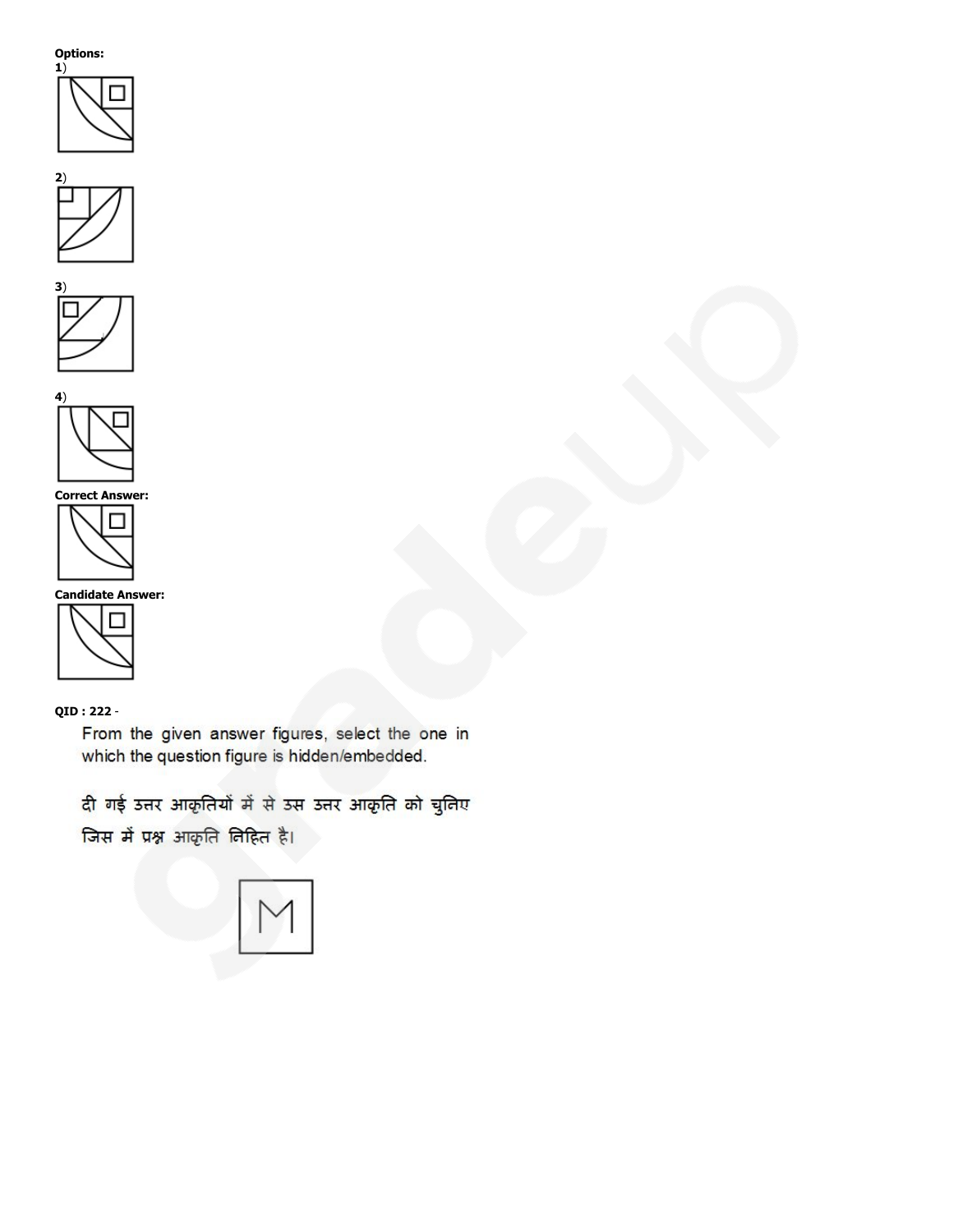**Options:**

**1**)

**2**)

**3**)

**4**)

**Correct Answer:**

**Candidate Answer:**

**QID : 222** -

From the given answer figures, select the one in which the question figure is hidden/embedded.

दी गई उत्तर आकृतियों में से उस उत्तर आकृति को चुनिए जिस में प्रश्न आकृति निहित है।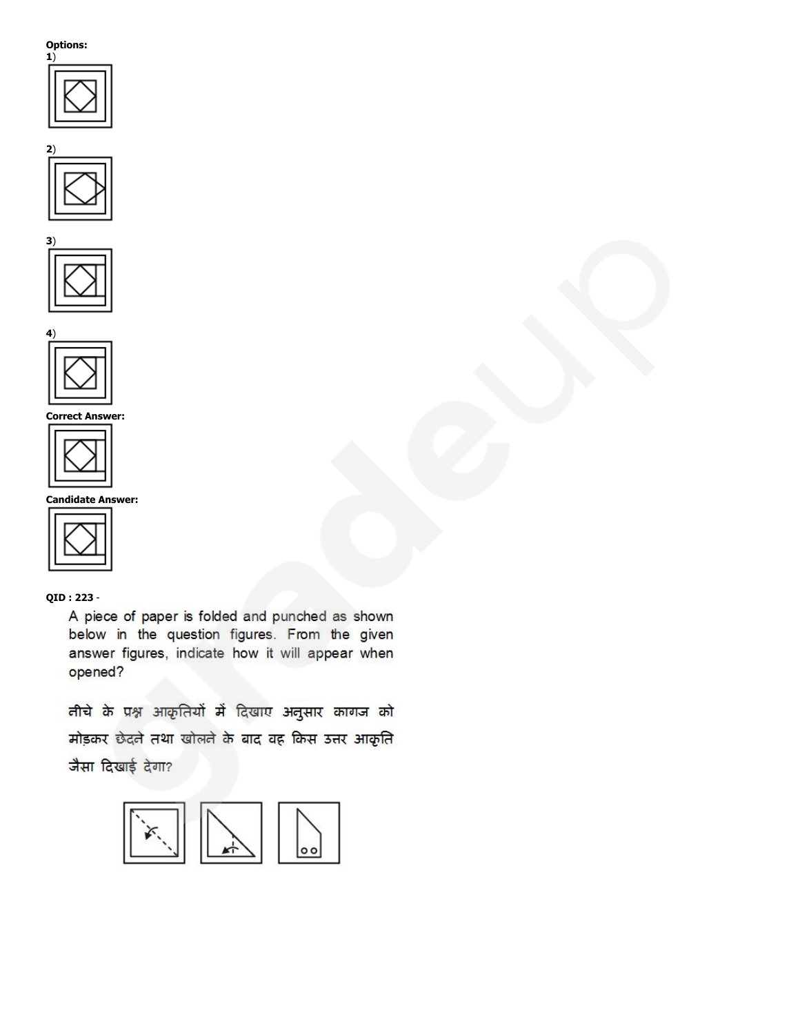**Options:**

**1**)

**2**)

**3**)

**4**)

**Correct Answer:**

**Candidate Answer:**

**QID : 223** -

A piece of paper is folded and punched as shown below in the question figures. From the given answer figures, indicate how it will appear when opened?

नीचे के प्रश्न आकृतियों में दिखाए अनुसार कागज को मोड़कर छेदने तथा खोलने के बाद वह किस उत्तर आकृति जैसा दिखाई देगा?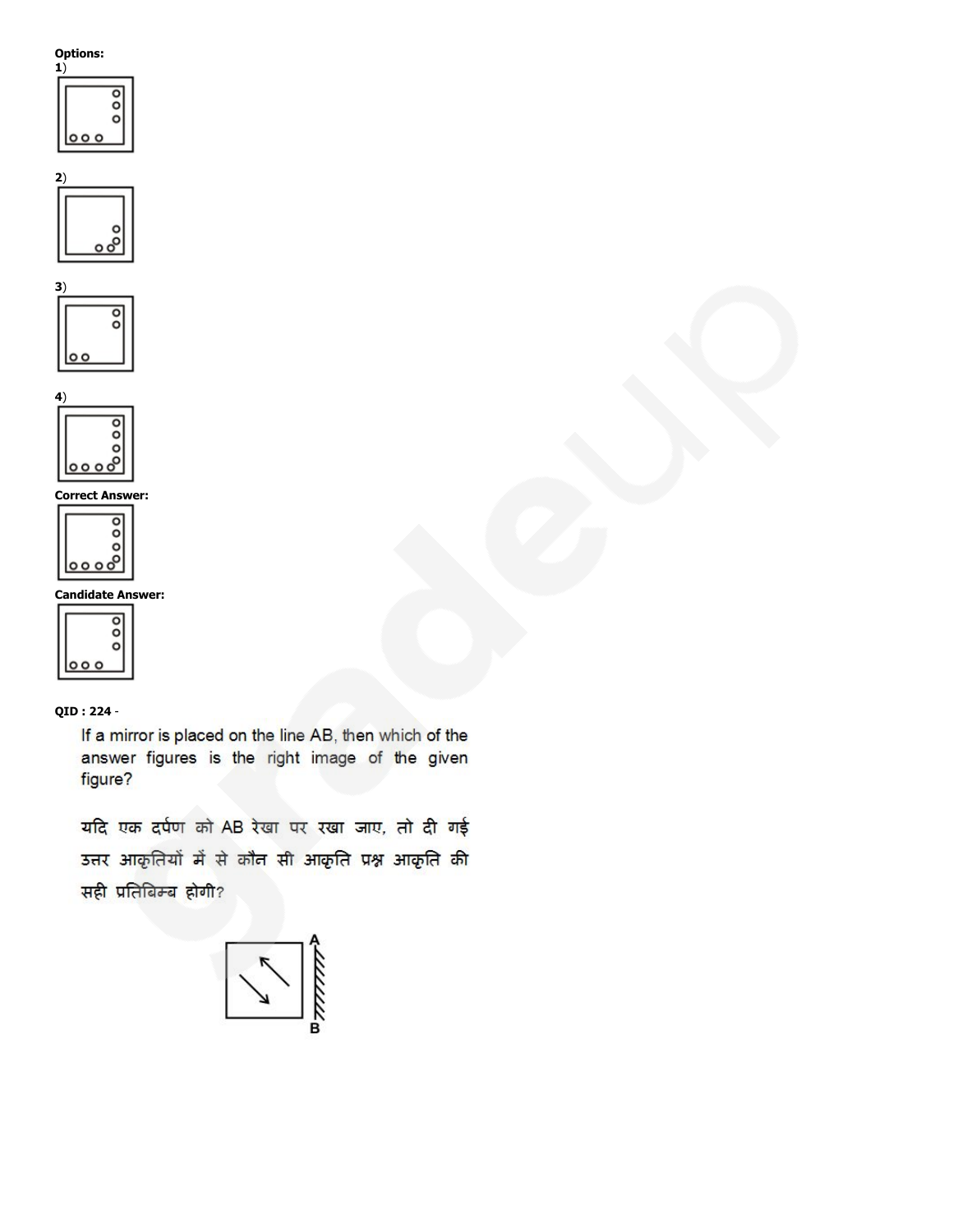**Options:**

**1**)

**2**)

**3**)

**4**)

**Correct Answer:**

**Candidate Answer:**

**QID : 224** -

If a mirror is placed on the line AB, then which of the answer figures is the right image of the given figure?

यदि एक दर्पण को AB रेखा पर रखा जाए, तो दी गई उत्तर आकृतियों में से कौन सी आकृति प्रश्न आकृति की सही प्रतिबिम्ब होगी?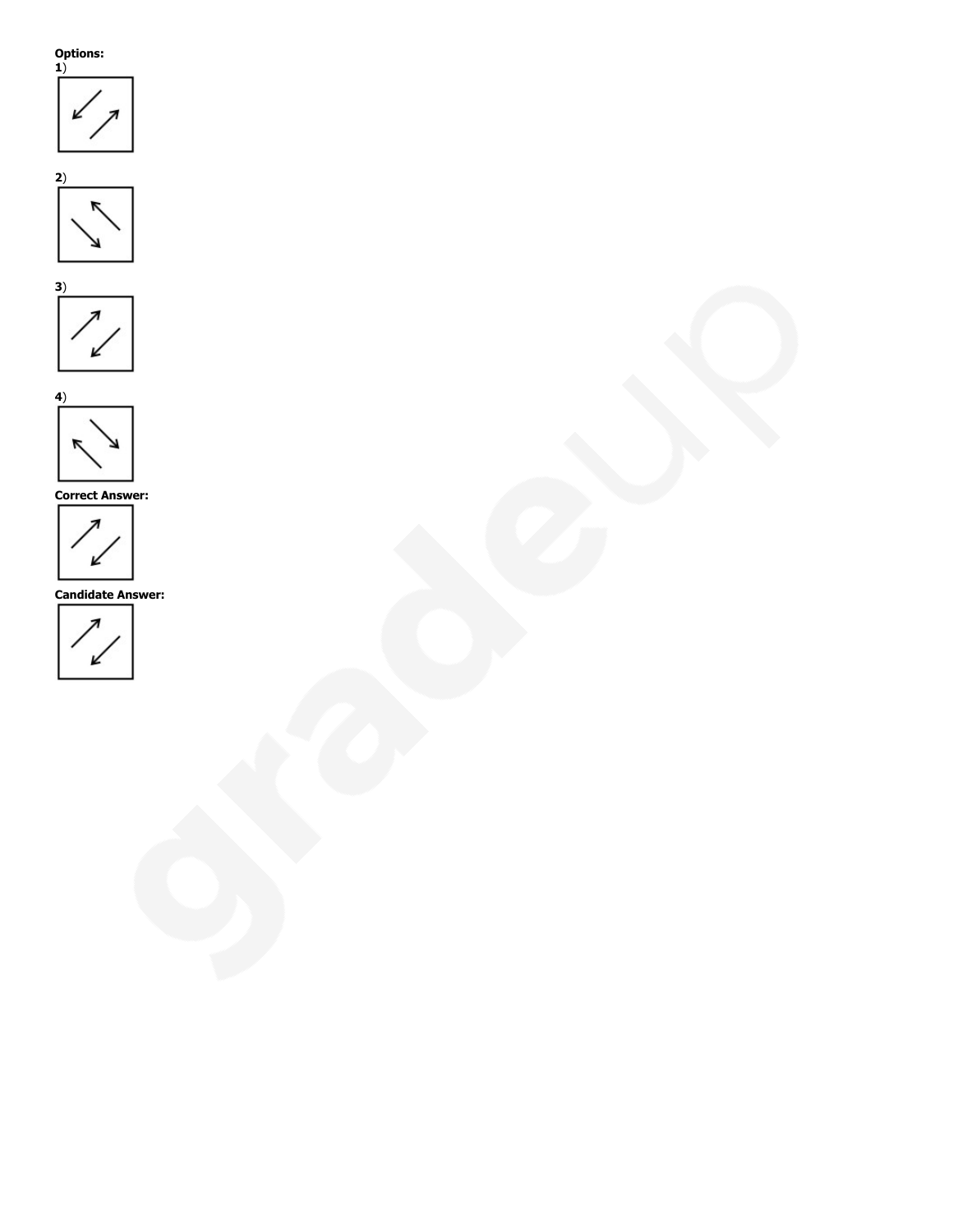**Options:**

**1**)

**2**)

**3**)

**4**)

**Correct Answer:**

**Candidate Answer:**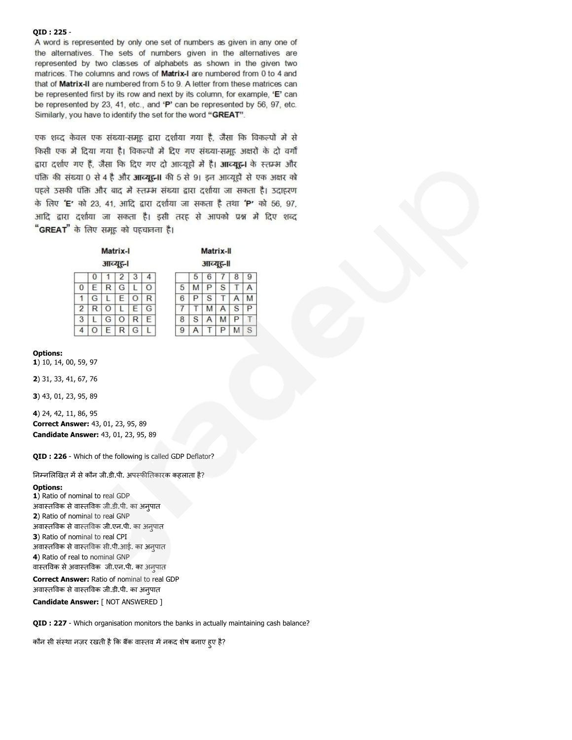**QID : 225** -
A word is represented by only one set of numbers as given in any one of the alternatives. The sets of numbers given in the alternatives are represented by two classes of alphabets as shown in the given two matrices. The columns and rows of **Matrix-I** are numbered from 0 to 4 and that of **Matrix-II** are numbered from 5 to 9. A letter from these matrices can be represented first by its row and next by its column, for example, '**E**' can be represented by 23, 41, etc., and '**P**' can be represented by 56, 97, etc. Similarly, you have to identify the set for the word **"GREAT"**.

एक शब्द केवल एक संख्या-समूह द्वारा दर्शाया गया है, जैसा कि विकल्पों में से किसी एक में दिया गया है। विकल्पों में दिए गए संख्या-समूह अक्षरों के दो वर्गों द्वारा दर्शाए गए हैं, जैसा कि दिए गए दो आव्यूहों में है। **आव्यूह-I** के स्तम्भ और पंक्ति की संख्या 0 से 4 है और **आव्यूह-II** की 5 से 9। इन आव्यूहों से एक अक्षर को पहले उसकी पंक्ति और बाद में स्तम्भ संख्या द्वारा दर्शाया जा सकता है। उदाहरण के लिए '**E**' को 23, 41, आदि द्वारा दर्शाया जा सकता है तथा '**P**' को 56, 97, आदि द्वारा दर्शाया जा सकता है। इसी तरह से आपको प्रश्न में दिए शब्द **"GREAT"** के लिए समूह को पहचानना है।

**Matrix-I**
**आव्यूह-I**

| | 0 | 1 | 2 | 3 | 4 |
|---|---|---|---|---|---|
| 0 | E | R | G | L | O |
| 1 | G | L | E | O | R |
| 2 | R | O | L | E | G |
| 3 | L | G | O | R | E |
| 4 | O | E | R | G | L |

**Matrix-II**
**आव्यूह-II**

| | 5 | 6 | 7 | 8 | 9 |
|---|---|---|---|---|---|
| 5 | M | P | S | T | A |
| 6 | P | S | T | A | M |
| 7 | T | M | A | S | P |
| 8 | S | A | M | P | T |
| 9 | A | T | P | M | S |

**Options:**
**1**) 10, 14, 00, 59, 97

**2**) 31, 33, 41, 67, 76

**3**) 43, 01, 23, 95, 89

**4**) 24, 42, 11, 86, 95

**Correct Answer:** 43, 01, 23, 95, 89
**Candidate Answer:** 43, 01, 23, 95, 89

**QID : 226** - Which of the following is called GDP Deflator?

निम्नलिखित में से कौन जी.डी.पी. अपस्फीतिकारक कहलाता है?

**Options:**
**1**) Ratio of nominal to real GDP
अवास्तविक से वास्तविक जी.डी.पी. का अनुपात
**2**) Ratio of nominal to real GNP
अवास्तविक से वास्तविक जी.एन.पी. का अनुपात
**3**) Ratio of nominal to real CPI
अवास्तविक से वास्तविक सी.पी.आई. का अनुपात
**4**) Ratio of real to nominal GNP
वास्तविक से अवास्तविक जी.एन.पी. का अनुपात

**Correct Answer:** Ratio of nominal to real GDP
अवास्तविक से वास्तविक जी.डी.पी. का अनुपात
**Candidate Answer:** [ NOT ANSWERED ]

**QID : 227** - Which organisation monitors the banks in actually maintaining cash balance?

कौन सी संस्था नज़र रखती है कि बैंक वास्तव में नकद शेष बनाए हुए है?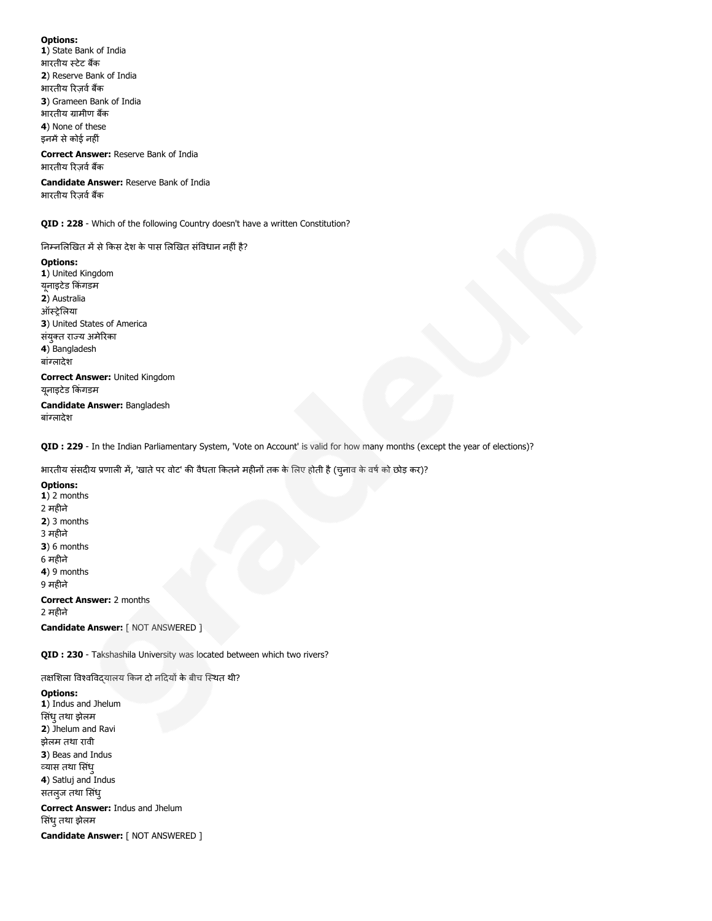**Options:**
**1**) State Bank of India
भारतीय स्टेट बैंक
**2**) Reserve Bank of India
भारतीय रिज़र्व बैंक
**3**) Grameen Bank of India
भारतीय ग्रामीण बैंक
**4**) None of these
इनमें से कोई नहीं

**Correct Answer:** Reserve Bank of India
भारतीय रिज़र्व बैंक

**Candidate Answer:** Reserve Bank of India
भारतीय रिज़र्व बैंक

**QID : 228** - Which of the following Country doesn't have a written Constitution?

निम्नलिखित में से किस देश के पास लिखित संविधान नहीं है?

**Options:**
**1**) United Kingdom
यूनाइटेड किंगडम
**2**) Australia
ऑस्ट्रेलिया
**3**) United States of America
संयुक्त राज्य अमेरिका
**4**) Bangladesh
बांग्लादेश

**Correct Answer:** United Kingdom
यूनाइटेड किंगडम

**Candidate Answer:** Bangladesh
बांग्लादेश

**QID : 229** - In the Indian Parliamentary System, 'Vote on Account' is valid for how many months (except the year of elections)?

भारतीय संसदीय प्रणाली में, 'खाते पर वोट' की वैधता कितने महीनों तक के लिए होती है (चुनाव के वर्ष को छोड़ कर)?

**Options:**
**1**) 2 months
2 महीने
**2**) 3 months
3 महीने
**3**) 6 months
6 महीने
**4**) 9 months
9 महीने

**Correct Answer:** 2 months
2 महीने

**Candidate Answer:** [ NOT ANSWERED ]

**QID : 230** - Takshashila University was located between which two rivers?

तक्षशिला विश्वविद्यालय किन दो नदियों के बीच स्थित थी?

**Options:**
**1**) Indus and Jhelum
सिंधु तथा झेलम
**2**) Jhelum and Ravi
झेलम तथा रावी
**3**) Beas and Indus
व्यास तथा सिंधु
**4**) Satluj and Indus
सतलुज तथा सिंधु

**Correct Answer:** Indus and Jhelum
सिंधु तथा झेलम

**Candidate Answer:** [ NOT ANSWERED ]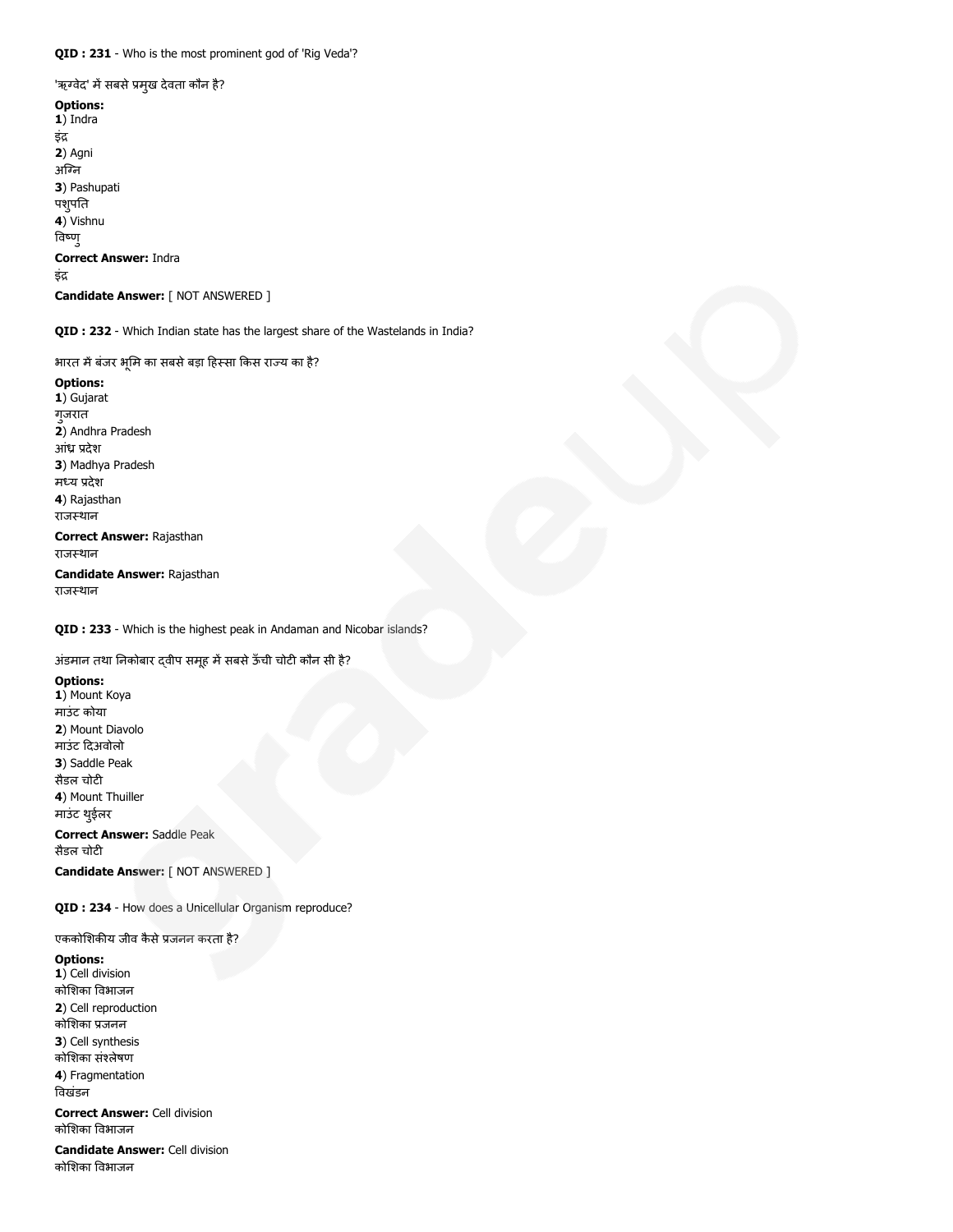**QID : 231** - Who is the most prominent god of 'Rig Veda'?

'ऋग्वेद' में सबसे प्रमुख देवता कौन है?

**Options:**
**1**) Indra
इंद्र
**2**) Agni
अग्नि
**3**) Pashupati
पशुपति
**4**) Vishnu
विष्णु

**Correct Answer:** Indra
इंद्र

**Candidate Answer:** [ NOT ANSWERED ]

**QID : 232** - Which Indian state has the largest share of the Wastelands in India?

भारत में बंजर भूमि का सबसे बड़ा हिस्सा किस राज्य का है?

**Options:**
**1**) Gujarat
गुजरात
**2**) Andhra Pradesh
आंध्र प्रदेश
**3**) Madhya Pradesh
मध्य प्रदेश
**4**) Rajasthan
राजस्थान

**Correct Answer:** Rajasthan
राजस्थान

**Candidate Answer:** Rajasthan
राजस्थान

**QID : 233** - Which is the highest peak in Andaman and Nicobar islands?

अंडमान तथा निकोबार द्वीप समूह में सबसे ऊँची चोटी कौन सी है?

**Options:**
**1**) Mount Koya
माउंट कोया
**2**) Mount Diavolo
माउंट दिअवोलो
**3**) Saddle Peak
सैडल चोटी
**4**) Mount Thuiller
माउंट थुईलर

**Correct Answer:** Saddle Peak
सैडल चोटी

**Candidate Answer:** [ NOT ANSWERED ]

**QID : 234** - How does a Unicellular Organism reproduce?

एककोशिकीय जीव कैसे प्रजनन करता है?

**Options:**
**1**) Cell division
कोशिका विभाजन
**2**) Cell reproduction
कोशिका प्रजनन
**3**) Cell synthesis
कोशिका संश्लेषण
**4**) Fragmentation
विखंडन

**Correct Answer:** Cell division
कोशिका विभाजन

**Candidate Answer:** Cell division
कोशिका विभाजन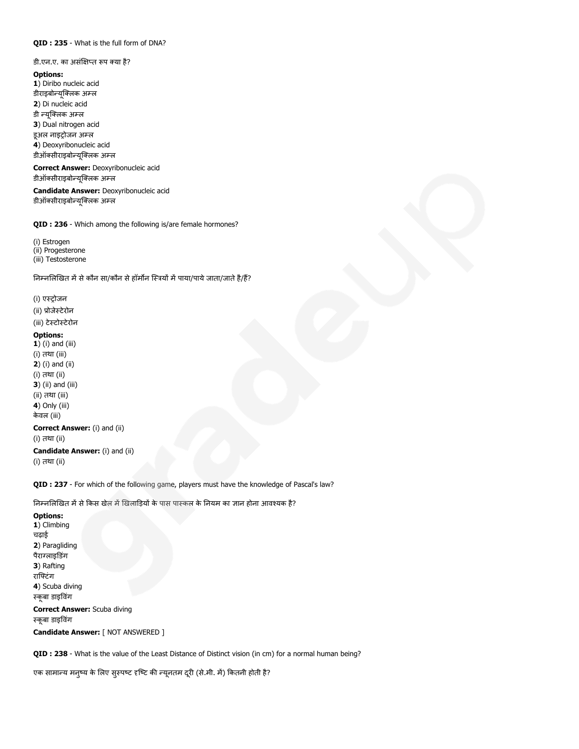**QID : 235** - What is the full form of DNA?

डी.एन.ए. का असंक्षिप्त रूप क्या है?

**Options:**

**1**) Diribo nucleic acid
डीराइबोन्यूक्लिक अम्ल

**2**) Di nucleic acid
डी न्यूक्लिक अम्ल

**3**) Dual nitrogen acid
डूअल नाइट्रोजन अम्ल

**4**) Deoxyribonucleic acid
डीऑक्सीराइबोन्यूक्लिक अम्ल

**Correct Answer:** Deoxyribonucleic acid
डीऑक्सीराइबोन्यूक्लिक अम्ल

**Candidate Answer:** Deoxyribonucleic acid
डीऑक्सीराइबोन्यूक्लिक अम्ल

**QID : 236** - Which among the following is/are female hormones?

(i) Estrogen
(ii) Progesterone
(iii) Testosterone

निम्नलिखित में से कौन सा/कौन से हॉर्मोन स्त्रियों में पाया/पाये जाता/जाते है/हैं?

(i) एस्ट्रोजन
(ii) प्रोजेस्टेरोन
(iii) टेस्टोस्टेरोन

**Options:**

**1**) (i) and (iii)
(i) तथा (iii)

**2**) (i) and (ii)
(i) तथा (ii)

**3**) (ii) and (iii)
(ii) तथा (iii)

**4**) Only (iii)
केवल (iii)

**Correct Answer:** (i) and (ii)
(i) तथा (ii)

**Candidate Answer:** (i) and (ii)
(i) तथा (ii)

**QID : 237** - For which of the following game, players must have the knowledge of Pascal's law?

निम्नलिखित में से किस खेल में खिलाड़ियों के पास पास्कल के नियम का ज्ञान होना आवश्यक है?

**Options:**

**1**) Climbing
चढ़ाई

**2**) Paragliding
पैराग्लाइडिंग

**3**) Rafting
राफ्टिंग

**4**) Scuba diving
स्कूबा डाइविंग

**Correct Answer:** Scuba diving
स्कूबा डाइविंग

**Candidate Answer:** [ NOT ANSWERED ]

**QID : 238** - What is the value of the Least Distance of Distinct vision (in cm) for a normal human being?

एक सामान्य मनुष्य के लिए सुस्पष्ट दृष्टि की न्यूनतम दूरी (से.मी. में) कितनी होती है?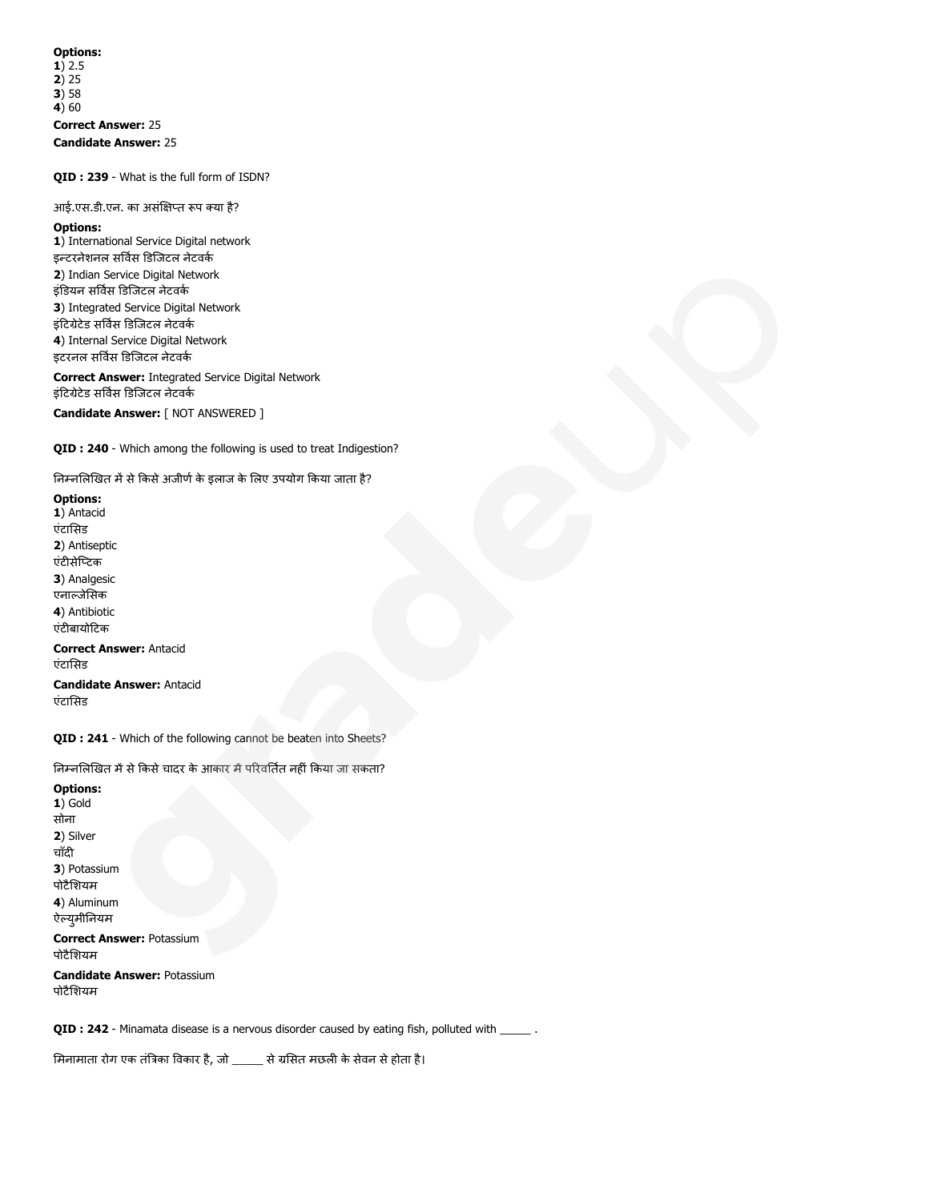**Options:**
**1**) 2.5
**2**) 25
**3**) 58
**4**) 60

**Correct Answer:** 25

**Candidate Answer:** 25

**QID : 239** - What is the full form of ISDN?

आई.एस.डी.एन. का असंक्षिप्त रूप क्या है?

**Options:**
**1**) International Service Digital network
इन्टरनेशनल सर्विस डिजिटल नेटवर्क
**2**) Indian Service Digital Network
इंडियन सर्विस डिजिटल नेटवर्क
**3**) Integrated Service Digital Network
इंटिग्रेटेड सर्विस डिजिटल नेटवर्क
**4**) Internal Service Digital Network
इटरनल सर्विस डिजिटल नेटवर्क

**Correct Answer:** Integrated Service Digital Network
इंटिग्रेटेड सर्विस डिजिटल नेटवर्क

**Candidate Answer:** [ NOT ANSWERED ]

**QID : 240** - Which among the following is used to treat Indigestion?

निम्नलिखित में से किसे अजीर्ण के इलाज के लिए उपयोग किया जाता है?

**Options:**
**1**) Antacid
एंटासिड
**2**) Antiseptic
एंटीसेप्टिक
**3**) Analgesic
एनाल्जेसिक
**4**) Antibiotic
एंटीबायोटिक

**Correct Answer:** Antacid
एंटासिड

**Candidate Answer:** Antacid
एंटासिड

**QID : 241** - Which of the following cannot be beaten into Sheets?

निम्नलिखित में से किसे चादर के आकार में परिवर्तित नहीं किया जा सकता?

**Options:**
**1**) Gold
सोना
**2**) Silver
चाँदी
**3**) Potassium
पोटैशियम
**4**) Aluminum
ऐल्युमीनियम

**Correct Answer:** Potassium
पोटैशियम

**Candidate Answer:** Potassium
पोटैशियम

**QID : 242** - Minamata disease is a nervous disorder caused by eating fish, polluted with _____ .

मिनामाता रोग एक तंत्रिका विकार है, जो _____ से ग्रसित मछली के सेवन से होता है।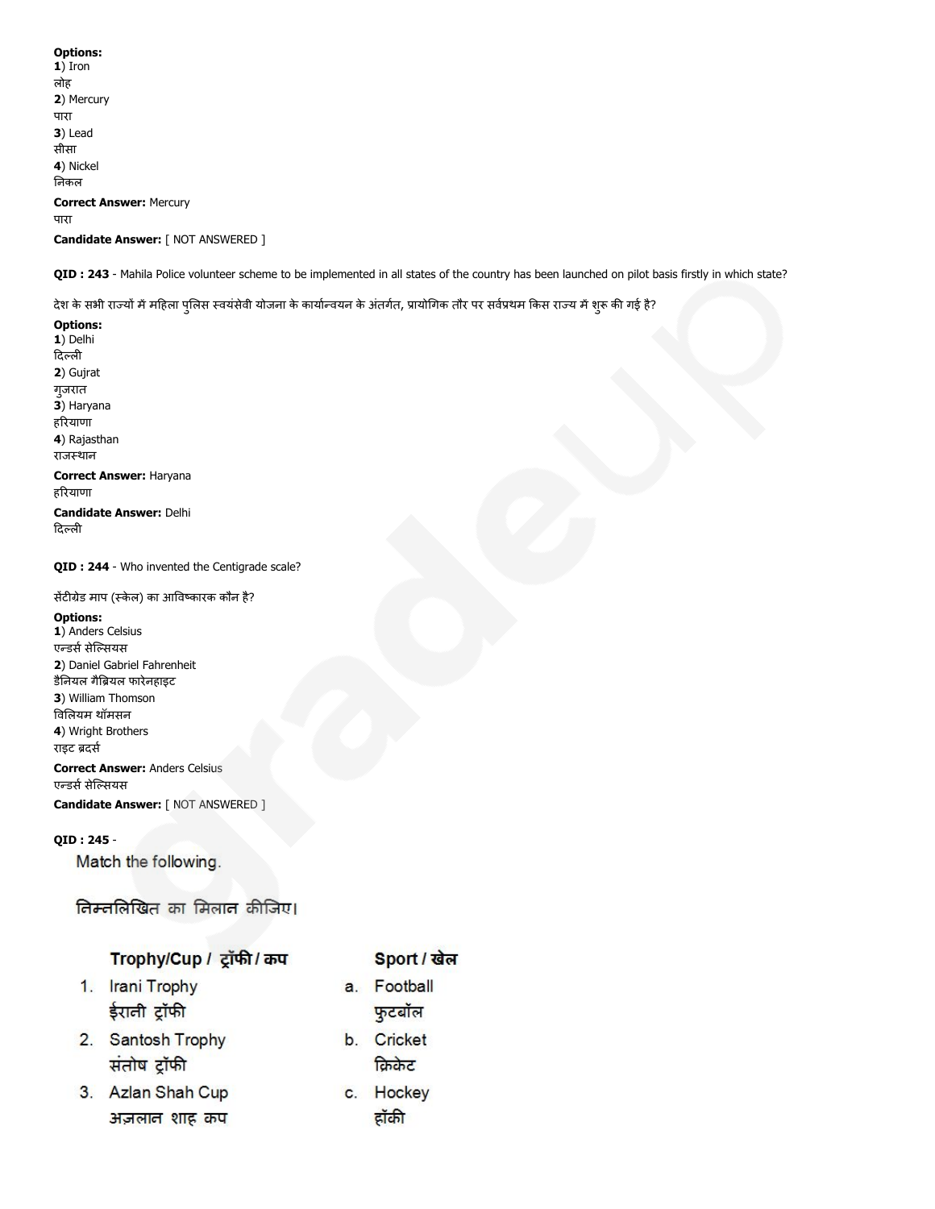**Options:**
**1**) Iron
लोह
**2**) Mercury
पारा
**3**) Lead
सीसा
**4**) Nickel
निकल

**Correct Answer:** Mercury
पारा

**Candidate Answer:** [ NOT ANSWERED ]

**QID : 243** - Mahila Police volunteer scheme to be implemented in all states of the country has been launched on pilot basis firstly in which state?

देश के सभी राज्यों में महिला पुलिस स्वयंसेवी योजना के कार्यान्वयन के अंतर्गत, प्रायोगिक तौर पर सर्वप्रथम किस राज्य में शुरू की गई है?

**Options:**
**1**) Delhi
दिल्ली
**2**) Gujrat
गुजरात
**3**) Haryana
हरियाणा
**4**) Rajasthan
राजस्थान

**Correct Answer:** Haryana
हरियाणा

**Candidate Answer:** Delhi
दिल्ली

**QID : 244** - Who invented the Centigrade scale?

सेंटीग्रेड माप (स्केल) का आविष्कारक कौन है?

**Options:**
**1**) Anders Celsius
एन्डर्स सेल्सियस
**2**) Daniel Gabriel Fahrenheit
डैनियल गैब्रियल फारेनहाइट
**3**) William Thomson
विलियम थॉमसन
**4**) Wright Brothers
राइट ब्रदर्स

**Correct Answer:** Anders Celsius
एन्डर्स सेल्सियस

**Candidate Answer:** [ NOT ANSWERED ]

**QID : 245** -

Match the following.

निम्नलिखित का मिलान कीजिए।

| Trophy/Cup / ट्रॉफी / कप | Sport / खेल |
|---|---|
| 1. Irani Trophy ईरानी ट्रॉफी | a. Football फुटबॉल |
| 2. Santosh Trophy संतोष ट्रॉफी | b. Cricket क्रिकेट |
| 3. Azlan Shah Cup अज़लान शाह कप | c. Hockey हॉकी |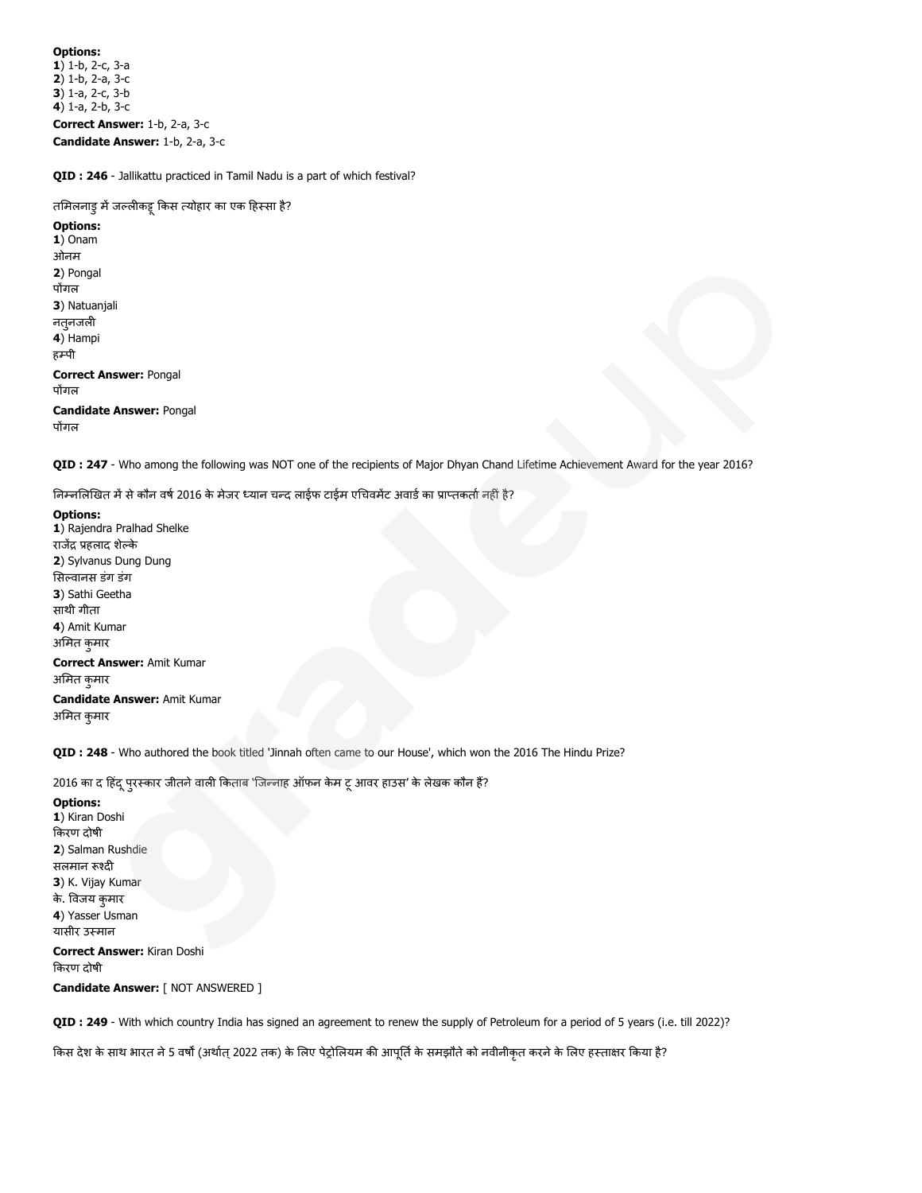**Options:**
**1**) 1-b, 2-c, 3-a
**2**) 1-b, 2-a, 3-c
**3**) 1-a, 2-c, 3-b
**4**) 1-a, 2-b, 3-c

**Correct Answer:** 1-b, 2-a, 3-c

**Candidate Answer:** 1-b, 2-a, 3-c

**QID : 246** - Jallikattu practiced in Tamil Nadu is a part of which festival?

तमिलनाडु में जल्लीकट्टू किस त्योहार का एक हिस्सा है?

**Options:**
**1**) Onam
ओनम
**2**) Pongal
पोंगल
**3**) Natuanjali
नतुनजली
**4**) Hampi
हम्पी

**Correct Answer:** Pongal
पोंगल

**Candidate Answer:** Pongal
पोंगल

**QID : 247** - Who among the following was NOT one of the recipients of Major Dhyan Chand Lifetime Achievement Award for the year 2016?

निम्नलिखित में से कौन वर्ष 2016 के मेजर ध्यान चन्द लाईफ टाईम एचिवमेंट अवार्ड का प्राप्तकर्ता नहीं है?

**Options:**
**1**) Rajendra Pralhad Shelke
राजेंद्र प्रहलाद शेल्के
**2**) Sylvanus Dung Dung
सिल्वानस डंग डंग
**3**) Sathi Geetha
साथी गीता
**4**) Amit Kumar
अमित कुमार

**Correct Answer:** Amit Kumar
अमित कुमार

**Candidate Answer:** Amit Kumar
अमित कुमार

**QID : 248** - Who authored the book titled 'Jinnah often came to our House', which won the 2016 The Hindu Prize?

2016 का द हिंदू पुरस्कार जीतने वाली किताब 'जिन्नाह ऑफन केम टू आवर हाउस' के लेखक कौन हैं?

**Options:**
**1**) Kiran Doshi
किरण दोषी
**2**) Salman Rushdie
सलमान रूश्दी
**3**) K. Vijay Kumar
के. विजय कुमार
**4**) Yasser Usman
यासीर उस्मान

**Correct Answer:** Kiran Doshi
किरण दोषी

**Candidate Answer:** [ NOT ANSWERED ]

**QID : 249** - With which country India has signed an agreement to renew the supply of Petroleum for a period of 5 years (i.e. till 2022)?

किस देश के साथ भारत ने 5 वर्षों (अर्थात् 2022 तक) के लिए पेट्रोलियम की आपूर्ति के समझौते को नवीनीकृत करने के लिए हस्ताक्षर किया है?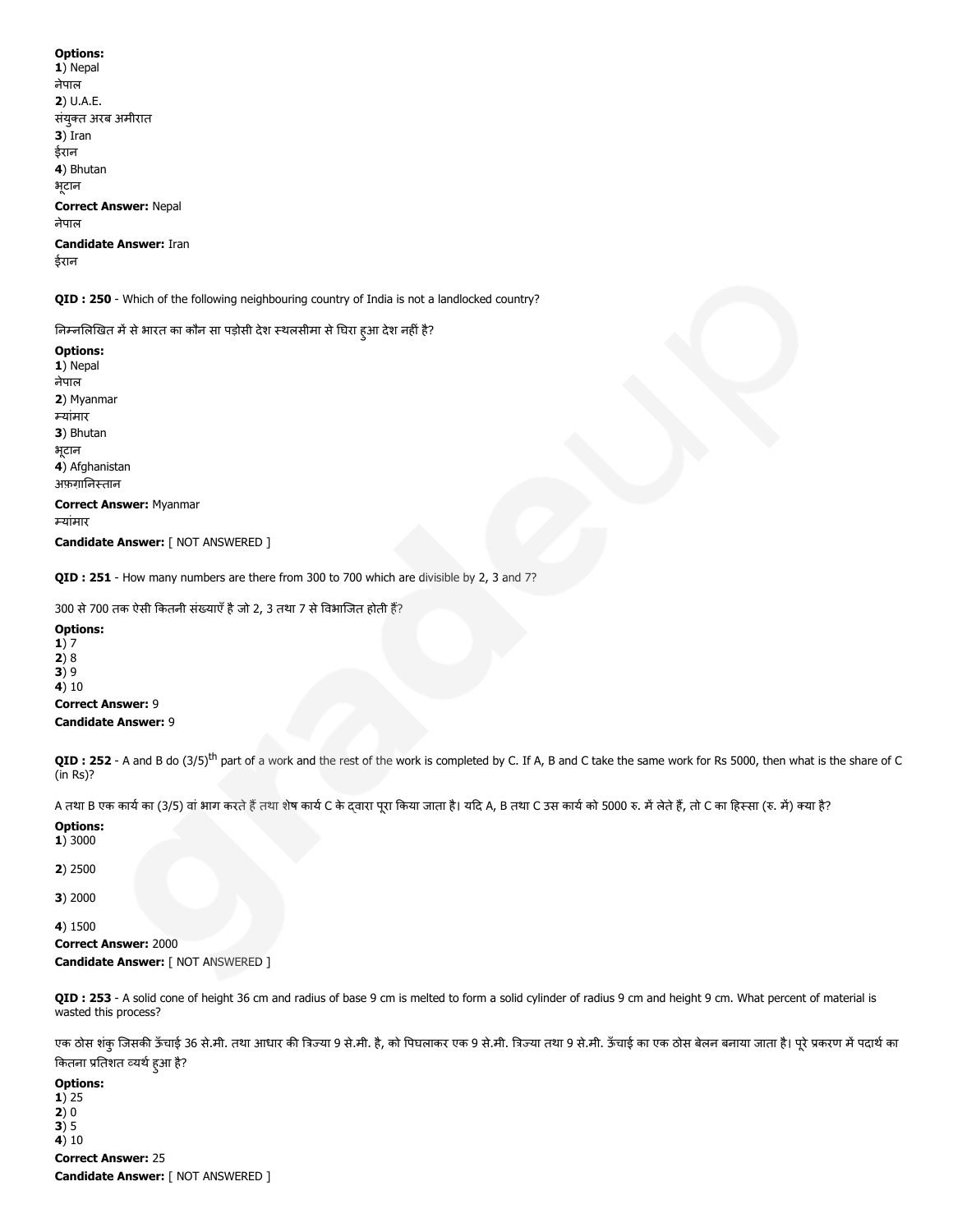**Options:**
**1**) Nepal
नेपाल
**2**) U.A.E.
संयुक्त अरब अमीरात
**3**) Iran
ईरान
**4**) Bhutan
भूटान
**Correct Answer:** Nepal
नेपाल
**Candidate Answer:** Iran
ईरान

**QID : 250** - Which of the following neighbouring country of India is not a landlocked country?

निम्नलिखित में से भारत का कौन सा पड़ोसी देश स्थलसीमा से घिरा हुआ देश नहीं है?

**Options:**
**1**) Nepal
नेपाल
**2**) Myanmar
म्यांमार
**3**) Bhutan
भूटान
**4**) Afghanistan
अफ़ग़ानिस्तान
**Correct Answer:** Myanmar
म्यांमार
**Candidate Answer:** [ NOT ANSWERED ]

**QID : 251** - How many numbers are there from 300 to 700 which are divisible by 2, 3 and 7?

300 से 700 तक ऐसी कितनी संख्याएँ है जो 2, 3 तथा 7 से विभाजित होती हैं?

**Options:**
**1**) 7
**2**) 8
**3**) 9
**4**) 10
**Correct Answer:** 9
**Candidate Answer:** 9

**QID : 252** - A and B do $(3/5)^{th}$ part of a work and the rest of the work is completed by C. If A, B and C take the same work for Rs 5000, then what is the share of C (in Rs)?

A तथा B एक कार्य का (3/5) वां भाग करते हैं तथा शेष कार्य C के द्वारा पूरा किया जाता है। यदि A, B तथा C उस कार्य को 5000 रु. में लेते हैं, तो C का हिस्सा (रु. में) क्या है?

**Options:**
**1**) 3000

**2**) 2500

**3**) 2000

**4**) 1500
**Correct Answer:** 2000
**Candidate Answer:** [ NOT ANSWERED ]

**QID : 253** - A solid cone of height 36 cm and radius of base 9 cm is melted to form a solid cylinder of radius 9 cm and height 9 cm. What percent of material is wasted this process?

एक ठोस शंकु जिसकी ऊँचाई 36 से.मी. तथा आधार की त्रिज्या 9 से.मी. है, को पिघलाकर एक 9 से.मी. त्रिज्या तथा 9 से.मी. ऊँचाई का एक ठोस बेलन बनाया जाता है। पूरे प्रकरण में पदार्थ का कितना प्रतिशत व्यर्थ हुआ है?

**Options:**
**1**) 25
**2**) 0
**3**) 5
**4**) 10
**Correct Answer:** 25
**Candidate Answer:** [ NOT ANSWERED ]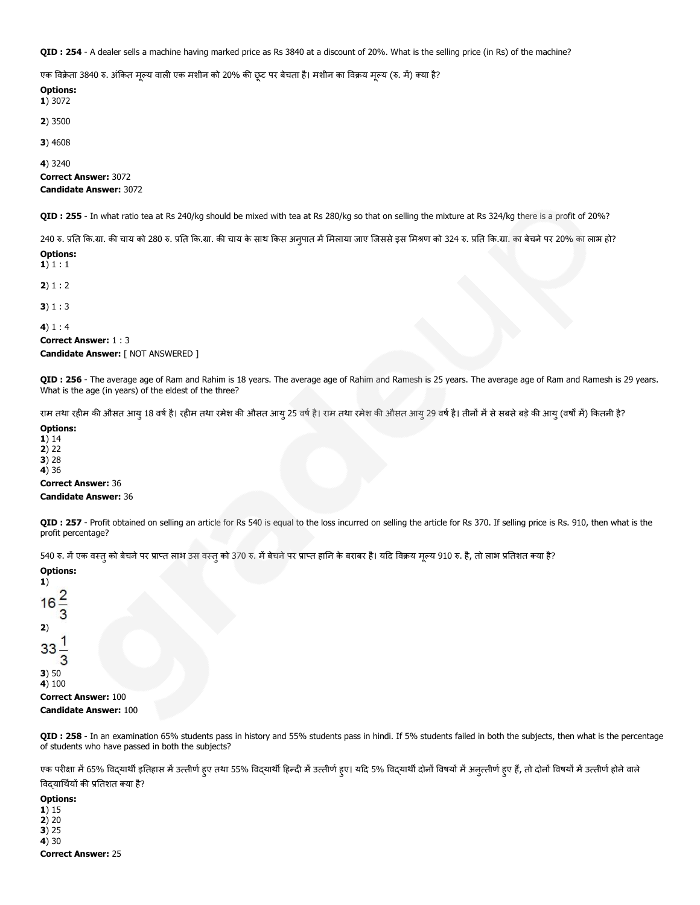**QID : 254** - A dealer sells a machine having marked price as Rs 3840 at a discount of 20%. What is the selling price (in Rs) of the machine?

एक विक्रेता 3840 रु. अंकित मूल्य वाली एक मशीन को 20% की छूट पर बेचता है। मशीन का विक्रय मूल्य (रु. में) क्या है?

**Options:**
**1**) 3072

**2**) 3500

**3**) 4608

**4**) 3240

**Correct Answer:** 3072
**Candidate Answer:** 3072

**QID : 255** - In what ratio tea at Rs 240/kg should be mixed with tea at Rs 280/kg so that on selling the mixture at Rs 324/kg there is a profit of 20%?

240 रु. प्रति कि.ग्रा. की चाय को 280 रु. प्रति कि.ग्रा. की चाय के साथ किस अनुपात में मिलाया जाए जिससे इस मिश्रण को 324 रु. प्रति कि.ग्रा. का बेचने पर 20% का लाभ हो?

**Options:**
**1**) 1 : 1

**2**) 1 : 2

**3**) 1 : 3

**4**) 1 : 4

**Correct Answer:** 1 : 3
**Candidate Answer:** [ NOT ANSWERED ]

**QID : 256** - The average age of Ram and Rahim is 18 years. The average age of Rahim and Ramesh is 25 years. The average age of Ram and Ramesh is 29 years. What is the age (in years) of the eldest of the three?

राम तथा रहीम की औसत आयु 18 वर्ष है। रहीम तथा रमेश की औसत आयु 25 वर्ष है। राम तथा रमेश की औसत आयु 29 वर्ष है। तीनों में से सबसे बड़े की आयु (वर्षों में) कितनी है?

**Options:**
**1**) 14
**2**) 22
**3**) 28
**4**) 36

**Correct Answer:** 36
**Candidate Answer:** 36

**QID : 257** - Profit obtained on selling an article for Rs 540 is equal to the loss incurred on selling the article for Rs 370. If selling price is Rs. 910, then what is the profit percentage?

540 रु. में एक वस्तु को बेचने पर प्राप्त लाभ उस वस्तु को 370 रु. में बेचने पर प्राप्त हानि के बराबर है। यदि विक्रय मूल्य 910 रु. है, तो लाभ प्रतिशत क्या है?

**Options:**
**1**)
$16\frac{2}{3}$
**2**)
$33\frac{1}{3}$
**3**) 50
**4**) 100

**Correct Answer:** 100
**Candidate Answer:** 100

**QID : 258** - In an examination 65% students pass in history and 55% students pass in hindi. If 5% students failed in both the subjects, then what is the percentage of students who have passed in both the subjects?

एक परीक्षा में 65% विद्यार्थी इतिहास में उत्तीर्ण हुए तथा 55% विद्यार्थी हिन्दी में उत्तीर्ण हुए। यदि 5% विद्यार्थी दोनों विषयों में अनुत्तीर्ण हुए हैं, तो दोनों विषयों में उत्तीर्ण होने वाले विद्यार्थियों की प्रतिशत क्या है?

**Options:**
**1**) 15
**2**) 20
**3**) 25
**4**) 30

**Correct Answer:** 25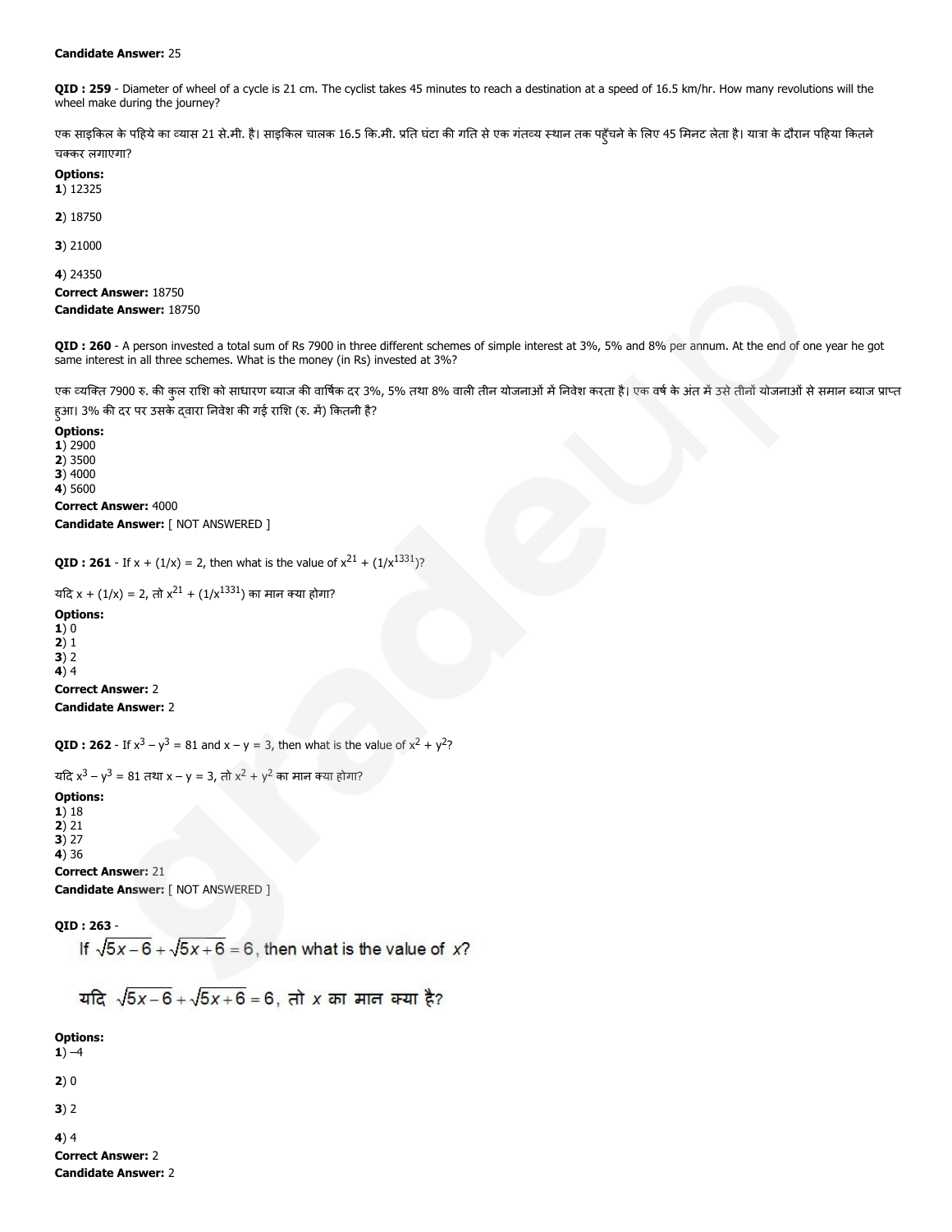**Candidate Answer:** 25

**QID : 259** - Diameter of wheel of a cycle is 21 cm. The cyclist takes 45 minutes to reach a destination at a speed of 16.5 km/hr. How many revolutions will the wheel make during the journey?

एक साइकिल के पहिये का व्यास 21 से.मी. है। साइकिल चालक 16.5 कि.मी. प्रति घंटा की गति से एक गंतव्य स्थान तक पहुँचने के लिए 45 मिनट लेता है। यात्रा के दौरान पहिया कितने चक्कर लगाएगा?

**Options:**
**1**) 12325

**2**) 18750

**3**) 21000

**4**) 24350

**Correct Answer:** 18750
**Candidate Answer:** 18750

**QID : 260** - A person invested a total sum of Rs 7900 in three different schemes of simple interest at 3%, 5% and 8% per annum. At the end of one year he got same interest in all three schemes. What is the money (in Rs) invested at 3%?

एक व्यक्ति 7900 रु. की कुल राशि को साधारण ब्याज की वार्षिक दर 3%, 5% तथा 8% वाली तीन योजनाओं में निवेश करता है। एक वर्ष के अंत में उसे तीनों योजनाओं से समान ब्याज प्राप्त हुआ। 3% की दर पर उसके द्वारा निवेश की गई राशि (रु. में) कितनी है?

**Options:**
**1**) 2900
**2**) 3500
**3**) 4000
**4**) 5600
**Correct Answer:** 4000
**Candidate Answer:** [ NOT ANSWERED ]

**QID : 261** - If x + (1/x) = 2, then what is the value of $x^{21}$ + (1/$x^{1331}$)?

यदि x + (1/x) = 2, तो $x^{21}$ + (1/$x^{1331}$) का मान क्या होगा?

**Options:**
**1**) 0
**2**) 1
**3**) 2
**4**) 4
**Correct Answer:** 2
**Candidate Answer:** 2

**QID : 262** - If $x^3 - y^3 = 81$ and $x - y = 3$, then what is the value of $x^2 + y^2$?

यदि $x^3 - y^3 = 81$ तथा $x - y = 3$, तो $x^2 + y^2$ का मान क्या होगा?

**Options:**
**1**) 18
**2**) 21
**3**) 27
**4**) 36
**Correct Answer:** 21
**Candidate Answer:** [ NOT ANSWERED ]

**QID : 263** -

If $\sqrt{5x-6}+\sqrt{5x+6}=6$, then what is the value of $x$?

यदि $\sqrt{5x-6}+\sqrt{5x+6}=6$, तो $x$ का मान क्या है?

**Options:**
**1**) –4

**2**) 0

**3**) 2

**4**) 4
**Correct Answer:** 2
**Candidate Answer:** 2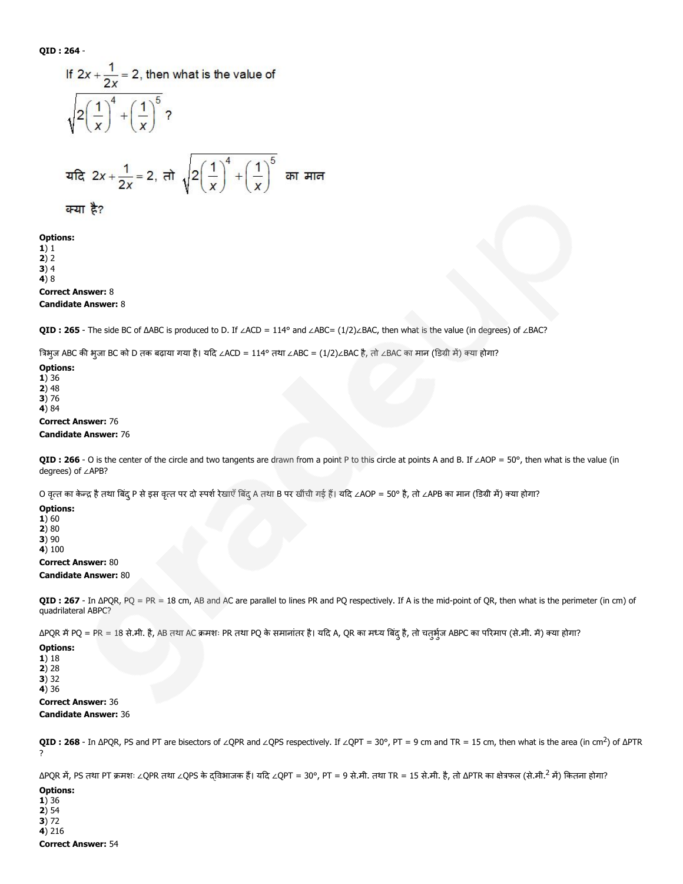**QID : 264** -

If $2x + \frac{1}{2x} = 2$, then what is the value of $\sqrt{2\left(\frac{1}{x}\right)^4 + \left(\frac{1}{x}\right)^5}$ ?

यदि $2x + \frac{1}{2x} = 2$, तो $\sqrt{2\left(\frac{1}{x}\right)^4 + \left(\frac{1}{x}\right)^5}$ का मान क्या है?

**Options:**
**1**) 1
**2**) 2
**3**) 4
**4**) 8
**Correct Answer:** 8
**Candidate Answer:** 8

**QID : 265** - The side BC of ΔABC is produced to D. If ∠ACD = 114° and ∠ABC= (1/2)∠BAC, then what is the value (in degrees) of ∠BAC?

त्रिभुज ABC की भुजा BC को D तक बढ़ाया गया है। यदि ∠ACD = 114° तथा ∠ABC = (1/2)∠BAC है, तो ∠BAC का मान (डिग्री में) क्या होगा?

**Options:**
**1**) 36
**2**) 48
**3**) 76
**4**) 84
**Correct Answer:** 76
**Candidate Answer:** 76

**QID : 266** - O is the center of the circle and two tangents are drawn from a point P to this circle at points A and B. If ∠AOP = 50°, then what is the value (in degrees) of ∠APB?

O वृत्त का केन्द्र है तथा बिंदु P से इस वृत्त पर दो स्पर्श रेखाएँ बिंदु A तथा B पर खींची गई हैं। यदि ∠AOP = 50° है, तो ∠APB का मान (डिग्री में) क्या होगा?

**Options:**
**1**) 60
**2**) 80
**3**) 90
**4**) 100
**Correct Answer:** 80
**Candidate Answer:** 80

**QID : 267** - In ΔPQR, PQ = PR = 18 cm, AB and AC are parallel to lines PR and PQ respectively. If A is the mid-point of QR, then what is the perimeter (in cm) of quadrilateral ABPC?

ΔPQR में PQ = PR = 18 से.मी. है, AB तथा AC क्रमशः PR तथा PQ के समानांतर है। यदि A, QR का मध्य बिंदु है, तो चतुर्भुज ABPC का परिमाप (से.मी. में) क्या होगा?

**Options:**
**1**) 18
**2**) 28
**3**) 32
**4**) 36
**Correct Answer:** 36
**Candidate Answer:** 36

**QID : 268** - In ΔPQR, PS and PT are bisectors of ∠QPR and ∠QPS respectively. If ∠QPT = 30°, PT = 9 cm and TR = 15 cm, then what is the area (in cm$^2$) of ΔPTR ?

ΔPQR में, PS तथा PT क्रमशः ∠QPR तथा ∠QPS के द्विभाजक हैं। यदि ∠QPT = 30°, PT = 9 से.मी. तथा TR = 15 से.मी. है, तो ΔPTR का क्षेत्रफल (से.मी.$^2$ में) कितना होगा?

**Options:**
**1**) 36
**2**) 54
**3**) 72
**4**) 216
**Correct Answer:** 54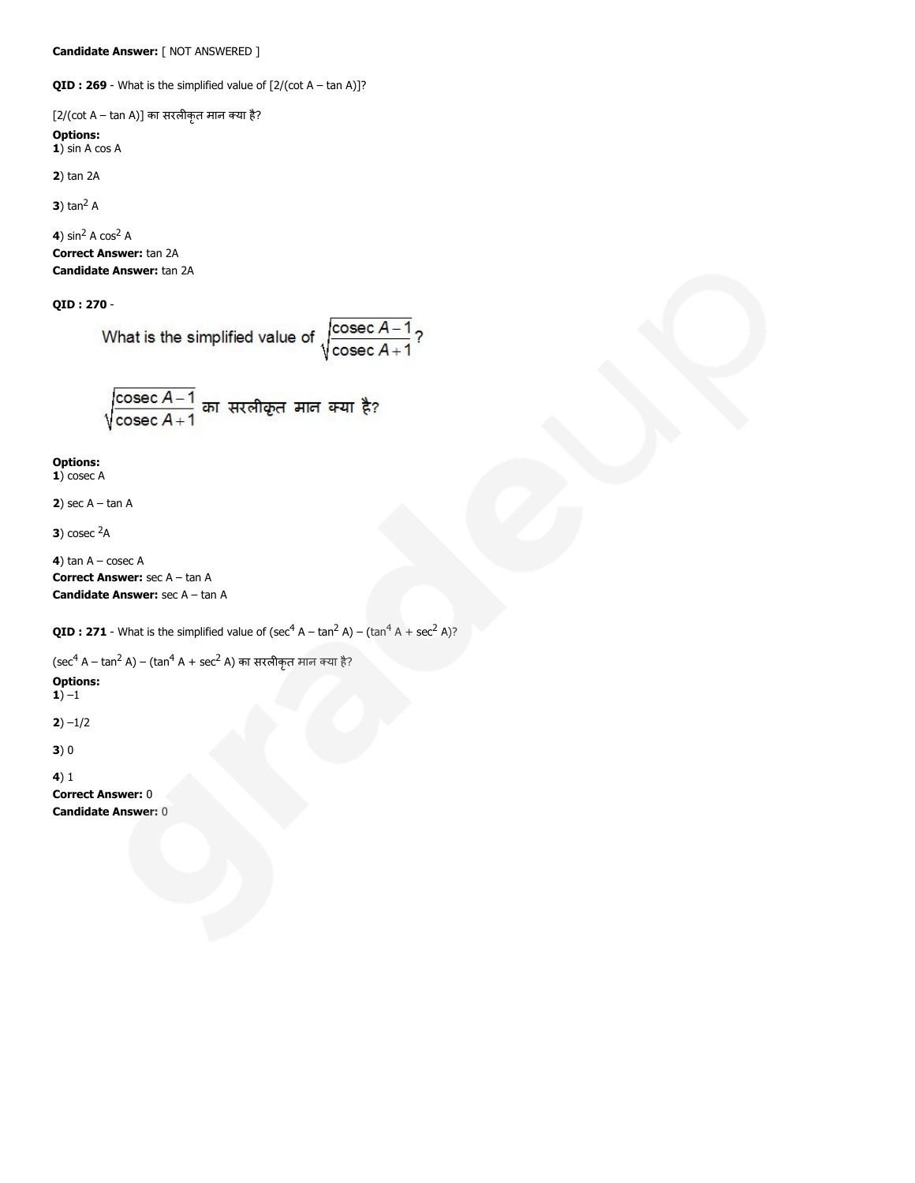**Candidate Answer:** [ NOT ANSWERED ]

**QID : 269** - What is the simplified value of [2/(cot A – tan A)]?

[2/(cot A – tan A)] का सरलीकृत मान क्या है?

**Options:**

**1**) sin A cos A

**2**) tan 2A

**3**) $\tan^2 A$

**4**) $\sin^2 A \cos^2 A$

**Correct Answer:** tan 2A

**Candidate Answer:** tan 2A

**QID : 270** -

What is the simplified value of $\sqrt{\dfrac{\text{cosec } A - 1}{\text{cosec } A + 1}}$?

$\sqrt{\dfrac{\text{cosec } A - 1}{\text{cosec } A + 1}}$ का सरलीकृत मान क्या है?

**Options:**

**1**) cosec A

**2**) sec A – tan A

**3**) $\text{cosec}^2 A$

**4**) tan A – cosec A

**Correct Answer:** sec A – tan A

**Candidate Answer:** sec A – tan A

**QID : 271** - What is the simplified value of $(\sec^4 A - \tan^2 A) - (\tan^4 A + \sec^2 A)$?

$(\sec^4 A - \tan^2 A) - (\tan^4 A + \sec^2 A)$ का सरलीकृत मान क्या है?

**Options:**

**1**) –1

**2**) –1/2

**3**) 0

**4**) 1

**Correct Answer:** 0

**Candidate Answer:** 0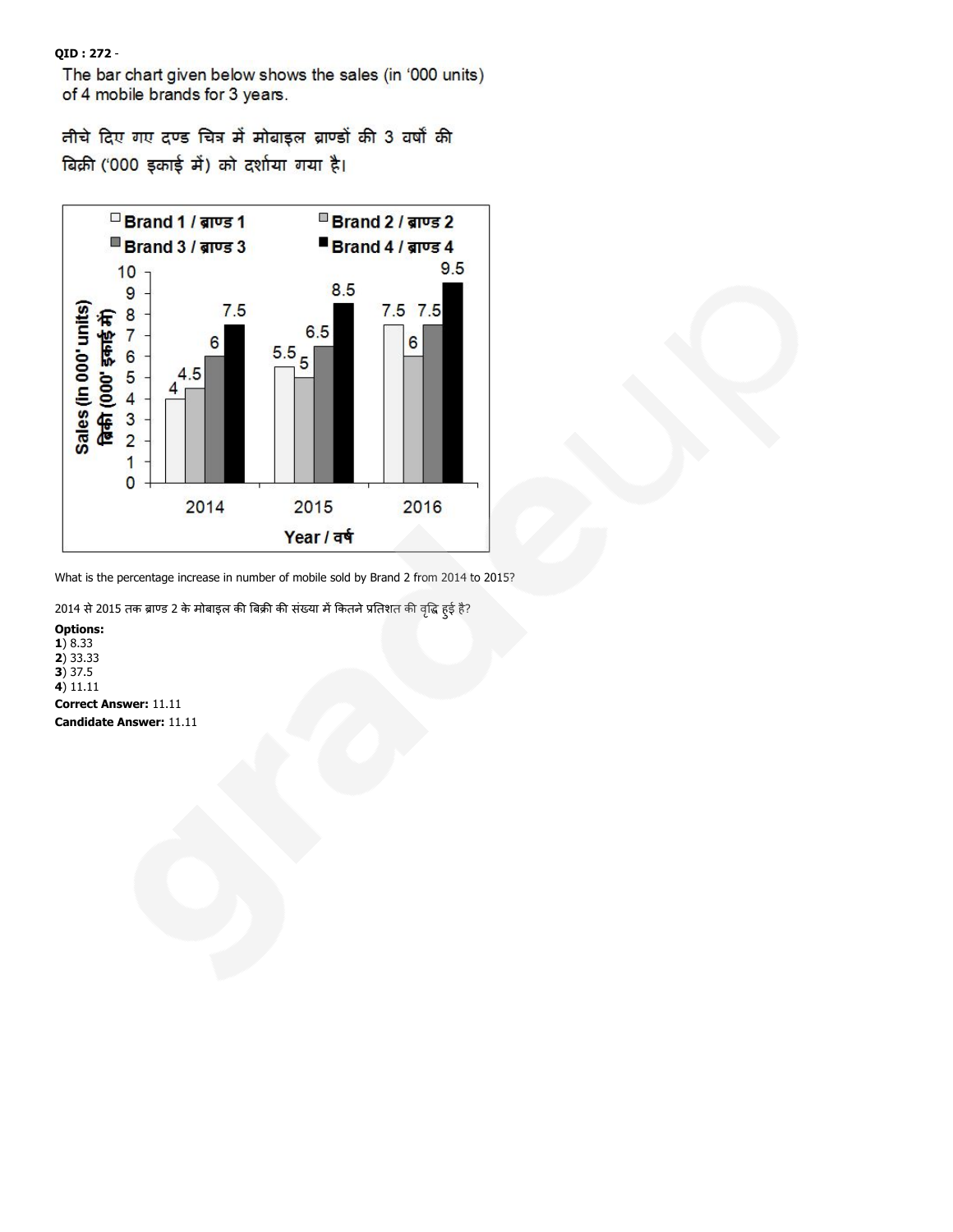**QID : 272** -

The bar chart given below shows the sales (in '000 units) of 4 mobile brands for 3 years.

नीचे दिए गए दण्ड चित्र में मोबाइल ब्राण्डों की 3 वर्षों की बिक्री ('000 इकाई में) को दर्शाया गया है।

| Year / वर्ष | Brand 1 / ब्राण्ड 1 | Brand 2 / ब्राण्ड 2 | Brand 3 / ब्राण्ड 3 | Brand 4 / ब्राण्ड 4 |
|---|---|---|---|---|
| 2014 | 4 | 4.5 | 6 | 7.5 |
| 2015 | 5.5 | 5 | 6.5 | 8.5 |
| 2016 | 7.5 | 6 | 7.5 | 9.5 |

Sales (in 000' units) / बिक्री (000' इकाई में)

What is the percentage increase in number of mobile sold by Brand 2 from 2014 to 2015?

2014 से 2015 तक ब्राण्ड 2 के मोबाइल की बिक्री की संख्या में कितने प्रतिशत की वृद्धि हुई है?

**Options:**
**1**) 8.33
**2**) 33.33
**3**) 37.5
**4**) 11.11

**Correct Answer:** 11.11

**Candidate Answer:** 11.11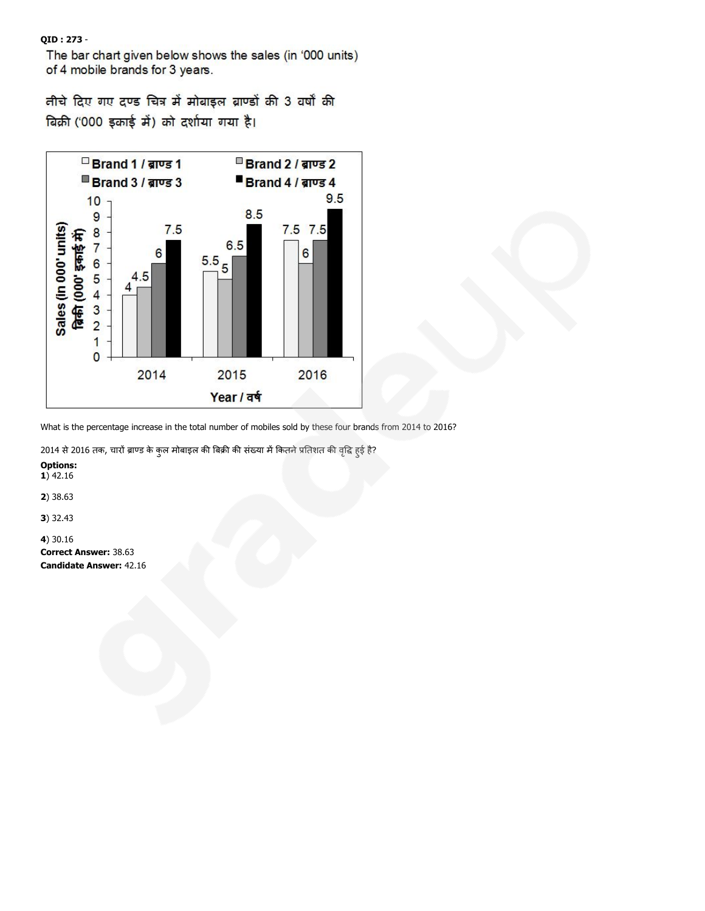**QID : 273** -

The bar chart given below shows the sales (in '000 units) of 4 mobile brands for 3 years.

नीचे दिए गए दण्ड चित्र में मोबाइल ब्राण्डों की 3 वर्षों की बिक्री ('000 इकाई में) को दर्शाया गया है।

| Year / वर्ष | Brand 1 / ब्राण्ड 1 | Brand 2 / ब्राण्ड 2 | Brand 3 / ब्राण्ड 3 | Brand 4 / ब्राण्ड 4 |
|---|---|---|---|---|
| 2014 | 4 | 4.5 | 6 | 7.5 |
| 2015 | 5.5 | 5 | 6.5 | 8.5 |
| 2016 | 7.5 | 6 | 7.5 | 9.5 |

Sales (in 000' units) / बिक्री (000' इकाई में)

What is the percentage increase in the total number of mobiles sold by these four brands from 2014 to 2016?

2014 से 2016 तक, चारों ब्राण्ड के कुल मोबाइल की बिक्री की संख्या में कितने प्रतिशत की वृद्धि हुई है?

**Options:**

**1**) 42.16

**2**) 38.63

**3**) 32.43

**4**) 30.16

**Correct Answer:** 38.63

**Candidate Answer:** 42.16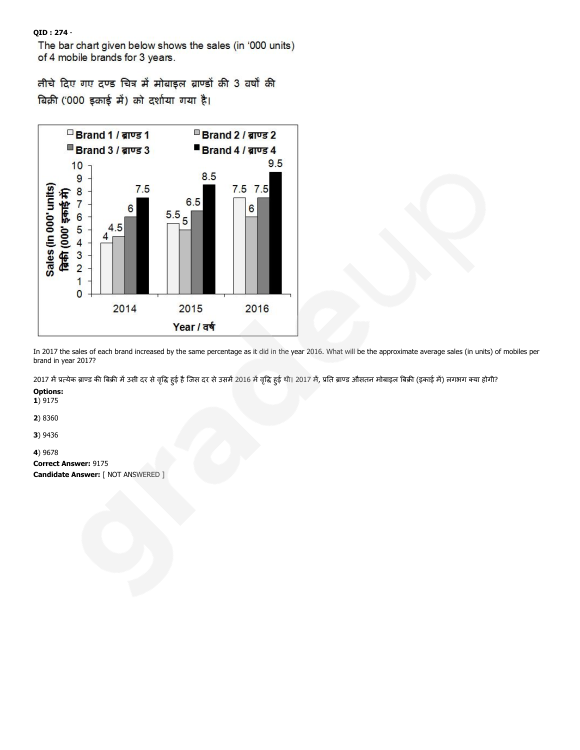**QID : 274** -

The bar chart given below shows the sales (in '000 units) of 4 mobile brands for 3 years.

नीचे दिए गए दण्ड चित्र में मोबाइल ब्राण्डों की 3 वर्षों की बिक्री ('000 इकाई में) को दर्शाया गया है।

Sales (in 000' units) / बिक्री (000' इकाई में)

| Year / वर्ष | Brand 1 / ब्राण्ड 1 | Brand 2 / ब्राण्ड 2 | Brand 3 / ब्राण्ड 3 | Brand 4 / ब्राण्ड 4 |
|---|---|---|---|---|
| 2014 | 4 | 4.5 | 6 | 7.5 |
| 2015 | 5.5 | 5 | 6.5 | 8.5 |
| 2016 | 7.5 | 6 | 7.5 | 9.5 |

In 2017 the sales of each brand increased by the same percentage as it did in the year 2016. What will be the approximate average sales (in units) of mobiles per brand in year 2017?

2017 में प्रत्येक ब्राण्ड की बिक्री में उसी दर से वृद्धि हुई है जिस दर से उसमें 2016 में वृद्धि हुई थी। 2017 में, प्रति ब्राण्ड औसतन मोबाइल बिक्री (इकाई में) लगभग क्या होगी?

**Options:**

**1**) 9175

**2**) 8360

**3**) 9436

**4**) 9678

**Correct Answer:** 9175

**Candidate Answer:** [ NOT ANSWERED ]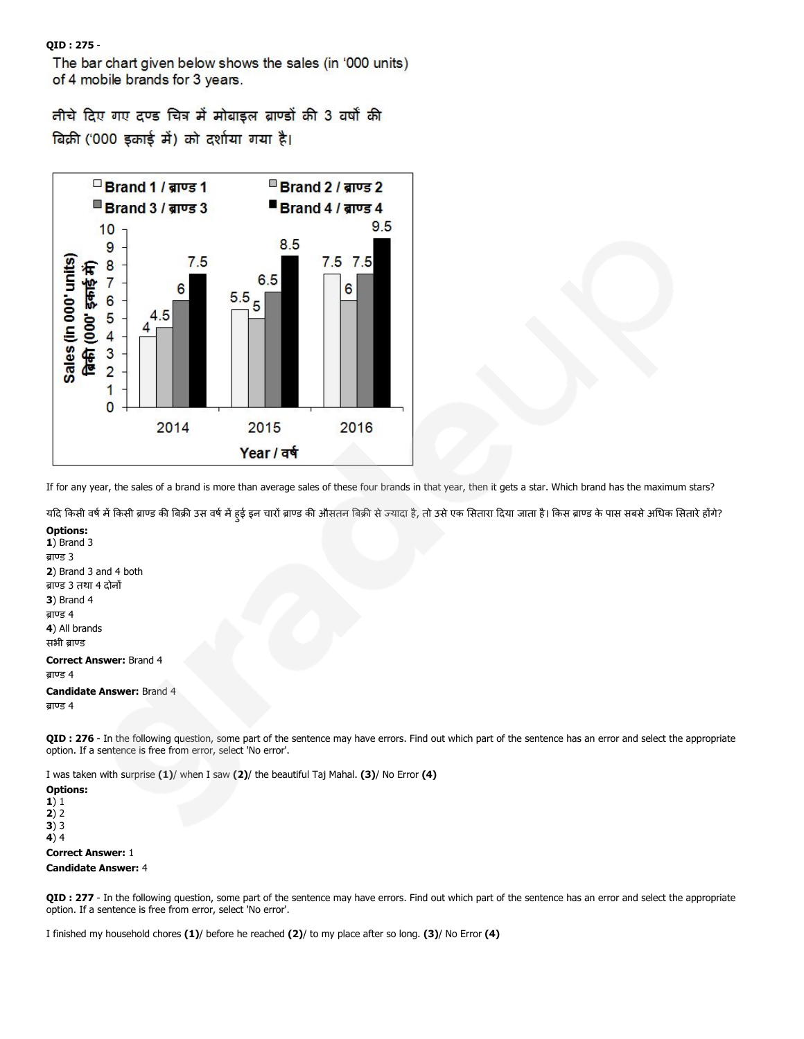**QID : 275** -
The bar chart given below shows the sales (in '000 units) of 4 mobile brands for 3 years.

नीचे दिए गए दण्ड चित्र में मोबाइल ब्राण्डों की 3 वर्षों की बिक्री ('000 इकाई में) को दर्शाया गया है।

| Year / वर्ष | Brand 1 / ब्राण्ड 1 | Brand 2 / ब्राण्ड 2 | Brand 3 / ब्राण्ड 3 | Brand 4 / ब्राण्ड 4 |
| --- | --- | --- | --- | --- |
| 2014 | 4 | 4.5 | 6 | 7.5 |
| 2015 | 5.5 | 5 | 6.5 | 8.5 |
| 2016 | 7.5 | 6 | 7.5 | 9.5 |

Sales (in 000' units) / बिक्री (000' इकाई में)

If for any year, the sales of a brand is more than average sales of these four brands in that year, then it gets a star. Which brand has the maximum stars?

यदि किसी वर्ष में किसी ब्राण्ड की बिक्री उस वर्ष में हुई इन चारों ब्राण्ड की औसतन बिक्री से ज्यादा है, तो उसे एक सितारा दिया जाता है। किस ब्राण्ड के पास सबसे अधिक सितारे होंगे?

**Options:**
**1**) Brand 3
ब्राण्ड 3
**2**) Brand 3 and 4 both
ब्राण्ड 3 तथा 4 दोनों
**3**) Brand 4
ब्राण्ड 4
**4**) All brands
सभी ब्राण्ड

**Correct Answer:** Brand 4
ब्राण्ड 4

**Candidate Answer:** Brand 4
ब्राण्ड 4

**QID : 276** - In the following question, some part of the sentence may have errors. Find out which part of the sentence has an error and select the appropriate option. If a sentence is free from error, select 'No error'.

I was taken with surprise **(1)**/ when I saw **(2)**/ the beautiful Taj Mahal. **(3)**/ No Error **(4)**

**Options:**
**1**) 1
**2**) 2
**3**) 3
**4**) 4

**Correct Answer:** 1

**Candidate Answer:** 4

**QID : 277** - In the following question, some part of the sentence may have errors. Find out which part of the sentence has an error and select the appropriate option. If a sentence is free from error, select 'No error'.

I finished my household chores **(1)**/ before he reached **(2)**/ to my place after so long. **(3)**/ No Error **(4)**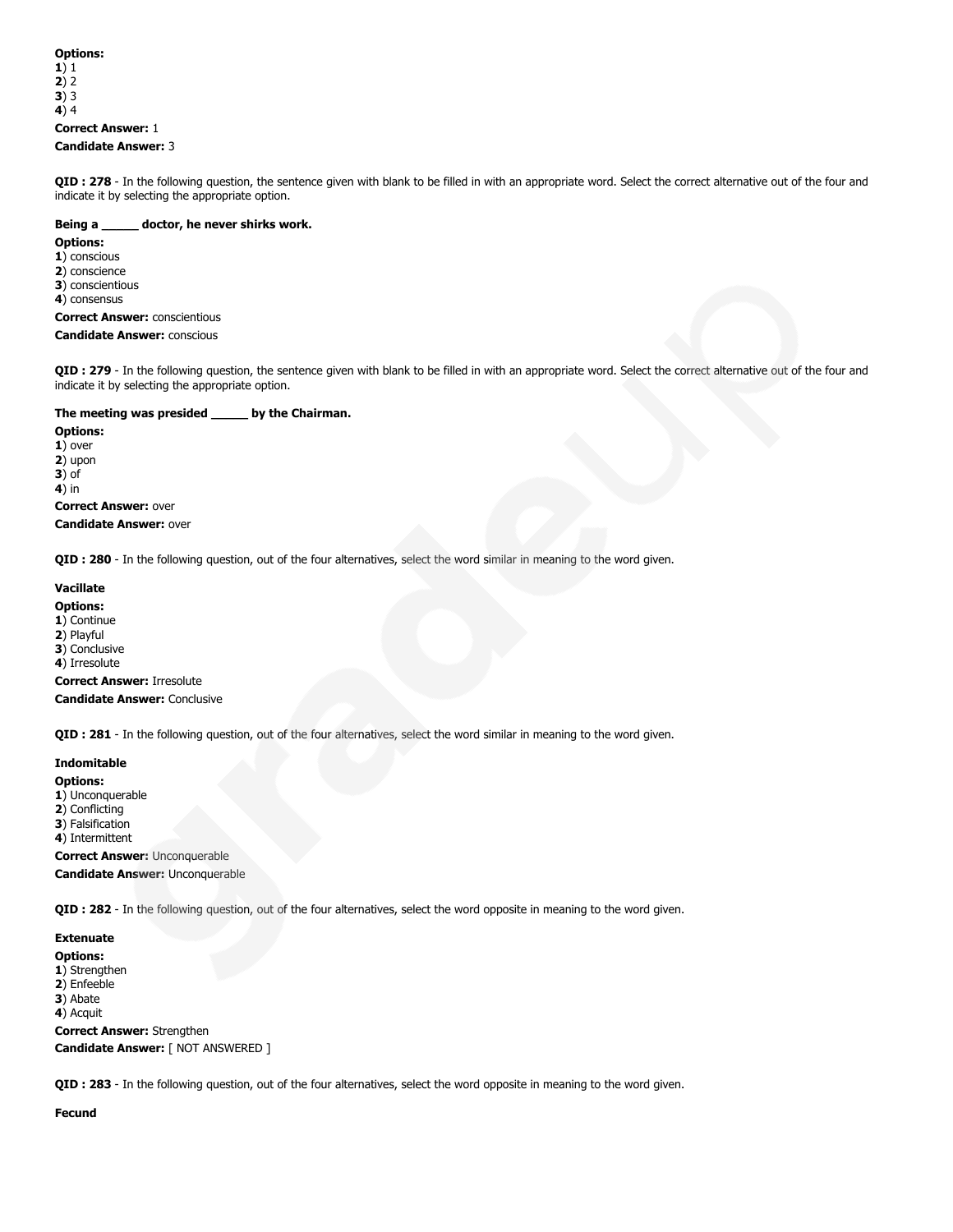**Options:**
**1**) 1
**2**) 2
**3**) 3
**4**) 4

**Correct Answer:** 1

**Candidate Answer:** 3

**QID : 278** - In the following question, the sentence given with blank to be filled in with an appropriate word. Select the correct alternative out of the four and indicate it by selecting the appropriate option.

**Being a _____ doctor, he never shirks work.**

**Options:**
**1**) conscious
**2**) conscience
**3**) conscientious
**4**) consensus

**Correct Answer:** conscientious

**Candidate Answer:** conscious

**QID : 279** - In the following question, the sentence given with blank to be filled in with an appropriate word. Select the correct alternative out of the four and indicate it by selecting the appropriate option.

**The meeting was presided _____ by the Chairman.**

**Options:**
**1**) over
**2**) upon
**3**) of
**4**) in

**Correct Answer:** over

**Candidate Answer:** over

**QID : 280** - In the following question, out of the four alternatives, select the word similar in meaning to the word given.

**Vacillate**

**Options:**
**1**) Continue
**2**) Playful
**3**) Conclusive
**4**) Irresolute

**Correct Answer:** Irresolute

**Candidate Answer:** Conclusive

**QID : 281** - In the following question, out of the four alternatives, select the word similar in meaning to the word given.

**Indomitable**

**Options:**
**1**) Unconquerable
**2**) Conflicting
**3**) Falsification
**4**) Intermittent

**Correct Answer:** Unconquerable

**Candidate Answer:** Unconquerable

**QID : 282** - In the following question, out of the four alternatives, select the word opposite in meaning to the word given.

**Extenuate**

**Options:**
**1**) Strengthen
**2**) Enfeeble
**3**) Abate
**4**) Acquit

**Correct Answer:** Strengthen

**Candidate Answer:** [ NOT ANSWERED ]

**QID : 283** - In the following question, out of the four alternatives, select the word opposite in meaning to the word given.

**Fecund**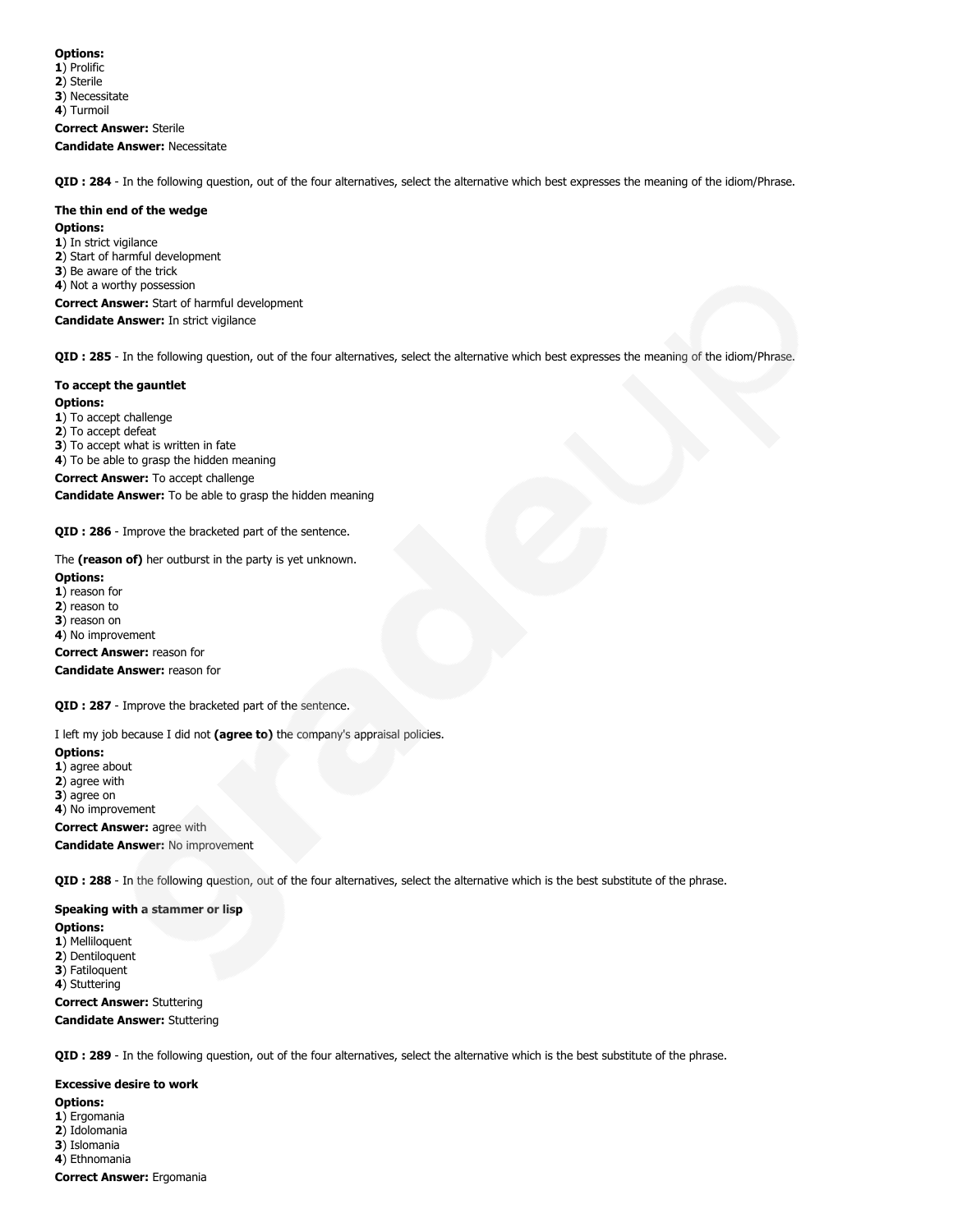**Options:**
**1**) Prolific
**2**) Sterile
**3**) Necessitate
**4**) Turmoil

**Correct Answer:** Sterile

**Candidate Answer:** Necessitate

**QID : 284** - In the following question, out of the four alternatives, select the alternative which best expresses the meaning of the idiom/Phrase.

**The thin end of the wedge**

**Options:**
**1**) In strict vigilance
**2**) Start of harmful development
**3**) Be aware of the trick
**4**) Not a worthy possession

**Correct Answer:** Start of harmful development

**Candidate Answer:** In strict vigilance

**QID : 285** - In the following question, out of the four alternatives, select the alternative which best expresses the meaning of the idiom/Phrase.

**To accept the gauntlet**

**Options:**
**1**) To accept challenge
**2**) To accept defeat
**3**) To accept what is written in fate
**4**) To be able to grasp the hidden meaning

**Correct Answer:** To accept challenge

**Candidate Answer:** To be able to grasp the hidden meaning

**QID : 286** - Improve the bracketed part of the sentence.

The **(reason of)** her outburst in the party is yet unknown.

**Options:**
**1**) reason for
**2**) reason to
**3**) reason on
**4**) No improvement

**Correct Answer:** reason for

**Candidate Answer:** reason for

**QID : 287** - Improve the bracketed part of the sentence.

I left my job because I did not **(agree to)** the company's appraisal policies.

**Options:**
**1**) agree about
**2**) agree with
**3**) agree on
**4**) No improvement

**Correct Answer:** agree with

**Candidate Answer:** No improvement

**QID : 288** - In the following question, out of the four alternatives, select the alternative which is the best substitute of the phrase.

**Speaking with a stammer or lisp**

**Options:**
**1**) Melliloquent
**2**) Dentiloquent
**3**) Fatiloquent
**4**) Stuttering

**Correct Answer:** Stuttering

**Candidate Answer:** Stuttering

**QID : 289** - In the following question, out of the four alternatives, select the alternative which is the best substitute of the phrase.

**Excessive desire to work**

**Options:**
**1**) Ergomania
**2**) Idolomania
**3**) Islomania
**4**) Ethnomania

**Correct Answer:** Ergomania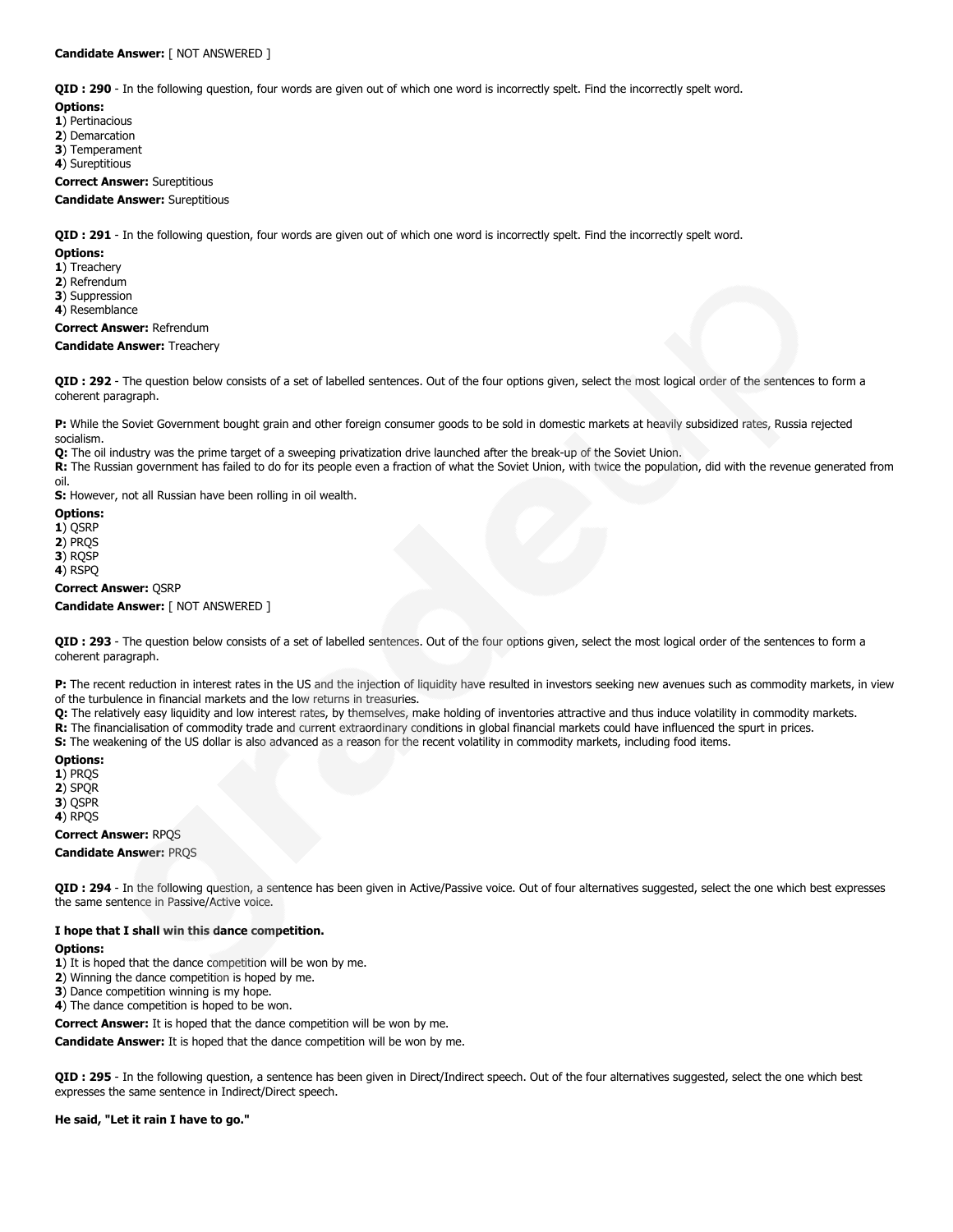**Candidate Answer:** [ NOT ANSWERED ]

**QID : 290** - In the following question, four words are given out of which one word is incorrectly spelt. Find the incorrectly spelt word.

**Options:**

**1**) Pertinacious
**2**) Demarcation
**3**) Temperament
**4**) Sureptitious

**Correct Answer:** Sureptitious

**Candidate Answer:** Sureptitious

**QID : 291** - In the following question, four words are given out of which one word is incorrectly spelt. Find the incorrectly spelt word.

**Options:**

**1**) Treachery
**2**) Refrendum
**3**) Suppression
**4**) Resemblance

**Correct Answer:** Refrendum

**Candidate Answer:** Treachery

**QID : 292** - The question below consists of a set of labelled sentences. Out of the four options given, select the most logical order of the sentences to form a coherent paragraph.

**P:** While the Soviet Government bought grain and other foreign consumer goods to be sold in domestic markets at heavily subsidized rates, Russia rejected socialism.
**Q:** The oil industry was the prime target of a sweeping privatization drive launched after the break-up of the Soviet Union.
**R:** The Russian government has failed to do for its people even a fraction of what the Soviet Union, with twice the population, did with the revenue generated from oil.
**S:** However, not all Russian have been rolling in oil wealth.

**Options:**

**1**) QSRP
**2**) PRQS
**3**) RQSP
**4**) RSPQ

**Correct Answer:** QSRP

**Candidate Answer:** [ NOT ANSWERED ]

**QID : 293** - The question below consists of a set of labelled sentences. Out of the four options given, select the most logical order of the sentences to form a coherent paragraph.

**P:** The recent reduction in interest rates in the US and the injection of liquidity have resulted in investors seeking new avenues such as commodity markets, in view of the turbulence in financial markets and the low returns in treasuries.
**Q:** The relatively easy liquidity and low interest rates, by themselves, make holding of inventories attractive and thus induce volatility in commodity markets.
**R:** The financialisation of commodity trade and current extraordinary conditions in global financial markets could have influenced the spurt in prices.
**S:** The weakening of the US dollar is also advanced as a reason for the recent volatility in commodity markets, including food items.

**Options:**

**1**) PRQS
**2**) SPQR
**3**) QSPR
**4**) RPQS

**Correct Answer:** RPQS

**Candidate Answer:** PRQS

**QID : 294** - In the following question, a sentence has been given in Active/Passive voice. Out of four alternatives suggested, select the one which best expresses the same sentence in Passive/Active voice.

**I hope that I shall win this dance competition.**

**Options:**

**1**) It is hoped that the dance competition will be won by me.
**2**) Winning the dance competition is hoped by me.
**3**) Dance competition winning is my hope.
**4**) The dance competition is hoped to be won.

**Correct Answer:** It is hoped that the dance competition will be won by me.

**Candidate Answer:** It is hoped that the dance competition will be won by me.

**QID : 295** - In the following question, a sentence has been given in Direct/Indirect speech. Out of the four alternatives suggested, select the one which best expresses the same sentence in Indirect/Direct speech.

**He said, "Let it rain I have to go."**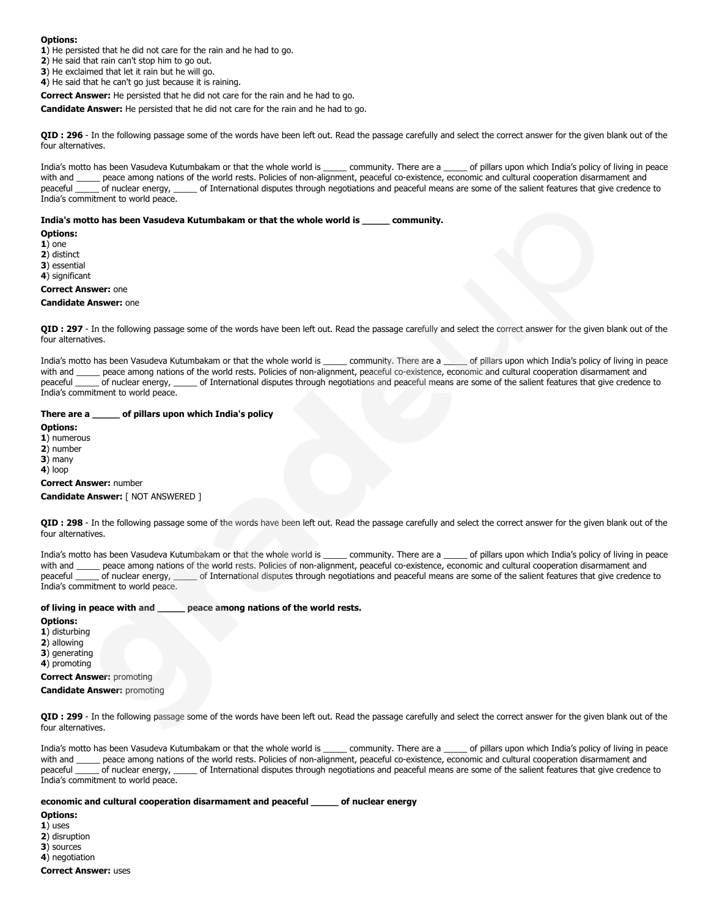**Options:**
**1**) He persisted that he did not care for the rain and he had to go.
**2**) He said that rain can't stop him to go out.
**3**) He exclaimed that let it rain but he will go.
**4**) He said that he can't go just because it is raining.

**Correct Answer:** He persisted that he did not care for the rain and he had to go.

**Candidate Answer:** He persisted that he did not care for the rain and he had to go.

**QID : 296** - In the following passage some of the words have been left out. Read the passage carefully and select the correct answer for the given blank out of the four alternatives.

India's motto has been Vasudeva Kutumbakam or that the whole world is _____ community. There are a _____ of pillars upon which India's policy of living in peace with and _____ peace among nations of the world rests. Policies of non-alignment, peaceful co-existence, economic and cultural cooperation disarmament and peaceful _____ of nuclear energy, _____ of International disputes through negotiations and peaceful means are some of the salient features that give credence to India's commitment to world peace.

**India's motto has been Vasudeva Kutumbakam or that the whole world is _____ community.**

**Options:**
**1**) one
**2**) distinct
**3**) essential
**4**) significant

**Correct Answer:** one

**Candidate Answer:** one

**QID : 297** - In the following passage some of the words have been left out. Read the passage carefully and select the correct answer for the given blank out of the four alternatives.

India's motto has been Vasudeva Kutumbakam or that the whole world is _____ community. There are a _____ of pillars upon which India's policy of living in peace with and _____ peace among nations of the world rests. Policies of non-alignment, peaceful co-existence, economic and cultural cooperation disarmament and peaceful _____ of nuclear energy, _____ of International disputes through negotiations and peaceful means are some of the salient features that give credence to India's commitment to world peace.

**There are a _____ of pillars upon which India's policy**

**Options:**
**1**) numerous
**2**) number
**3**) many
**4**) loop

**Correct Answer:** number

**Candidate Answer:** [ NOT ANSWERED ]

**QID : 298** - In the following passage some of the words have been left out. Read the passage carefully and select the correct answer for the given blank out of the four alternatives.

India's motto has been Vasudeva Kutumbakam or that the whole world is _____ community. There are a _____ of pillars upon which India's policy of living in peace with and _____ peace among nations of the world rests. Policies of non-alignment, peaceful co-existence, economic and cultural cooperation disarmament and peaceful _____ of nuclear energy, _____ of International disputes through negotiations and peaceful means are some of the salient features that give credence to India's commitment to world peace.

**of living in peace with and _____ peace among nations of the world rests.**

**Options:**
**1**) disturbing
**2**) allowing
**3**) generating
**4**) promoting

**Correct Answer:** promoting

**Candidate Answer:** promoting

**QID : 299** - In the following passage some of the words have been left out. Read the passage carefully and select the correct answer for the given blank out of the four alternatives.

India's motto has been Vasudeva Kutumbakam or that the whole world is _____ community. There are a _____ of pillars upon which India's policy of living in peace with and _____ peace among nations of the world rests. Policies of non-alignment, peaceful co-existence, economic and cultural cooperation disarmament and peaceful _____ of nuclear energy, _____ of International disputes through negotiations and peaceful means are some of the salient features that give credence to India's commitment to world peace.

**economic and cultural cooperation disarmament and peaceful _____ of nuclear energy**

**Options:**
**1**) uses
**2**) disruption
**3**) sources
**4**) negotiation

**Correct Answer:** uses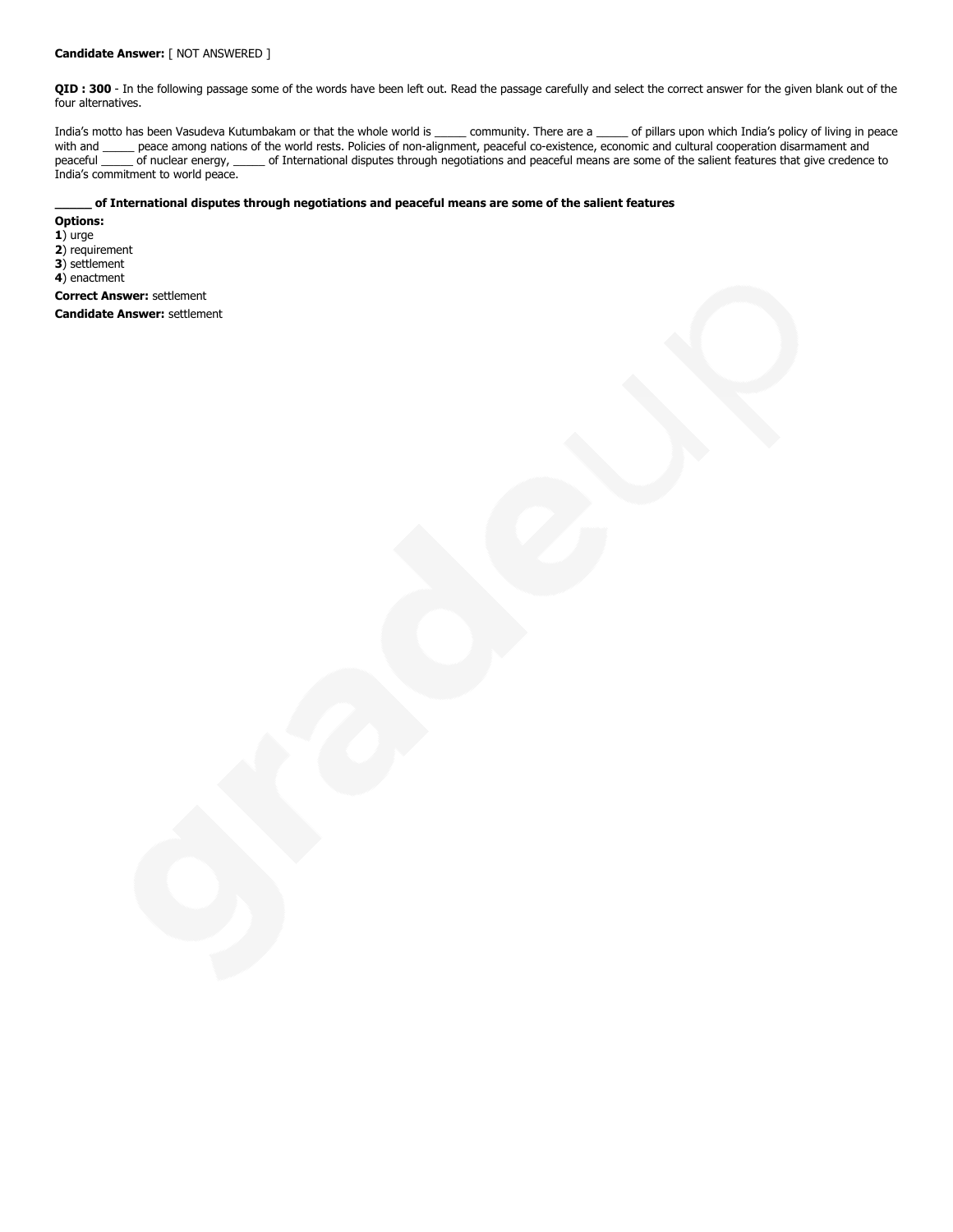**Candidate Answer:** [ NOT ANSWERED ]

**QID : 300** - In the following passage some of the words have been left out. Read the passage carefully and select the correct answer for the given blank out of the four alternatives.

India's motto has been Vasudeva Kutumbakam or that the whole world is _____ community. There are a _____ of pillars upon which India's policy of living in peace with and _____ peace among nations of the world rests. Policies of non-alignment, peaceful co-existence, economic and cultural cooperation disarmament and peaceful _____ of nuclear energy, _____ of International disputes through negotiations and peaceful means are some of the salient features that give credence to India's commitment to world peace.

**_____ of International disputes through negotiations and peaceful means are some of the salient features**

**Options:**
**1**) urge
**2**) requirement
**3**) settlement
**4**) enactment

**Correct Answer:** settlement

**Candidate Answer:** settlement